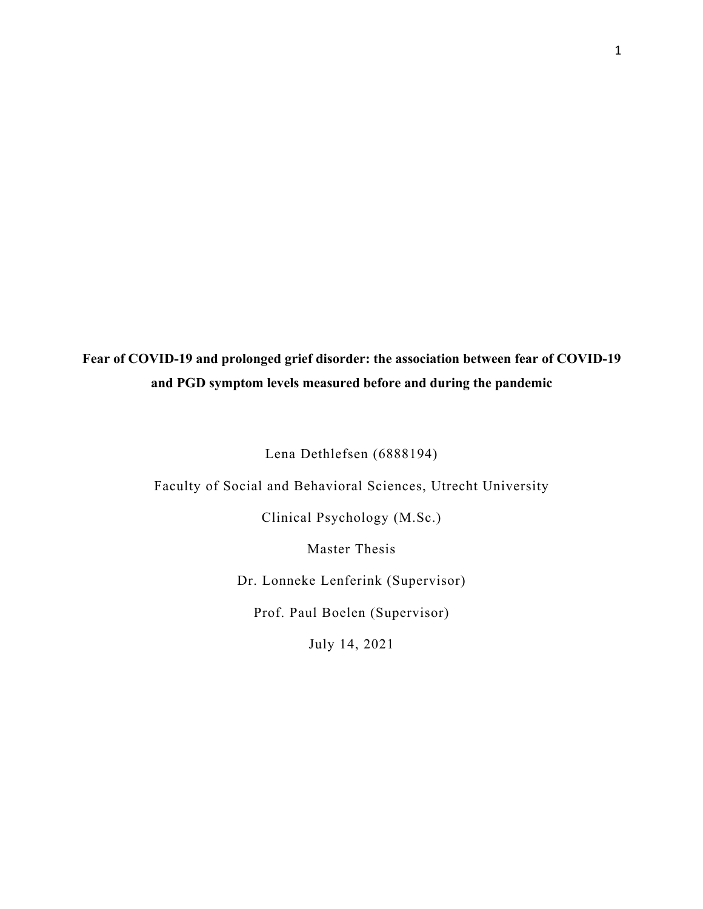**Fear of COVID-19 and prolonged grief disorder: the association between fear of COVID-19 and PGD symptom levels measured before and during the pandemic**

Lena Dethlefsen (6888194)

Faculty of Social and Behavioral Sciences, Utrecht University

Clinical Psychology (M.Sc.)

Master Thesis

Dr. Lonneke Lenferink (Supervisor)

Prof. Paul Boelen (Supervisor)

July 14, 2021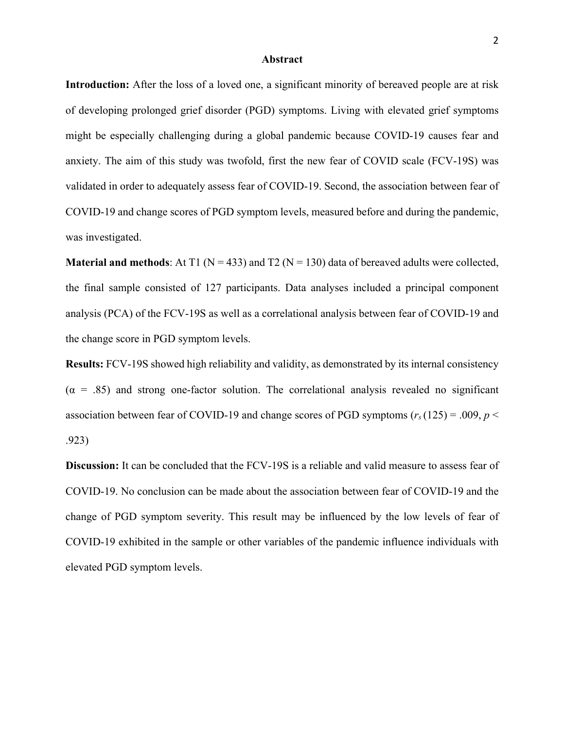## Abstract

**Introduction:** After the loss of a loved one, a significant minority of bereaved people are at risk of developing prolonged grief disorder (PGD) symptoms. Living with elevated grief symptoms might be especially challenging during a global pandemic because COVID-19 causes fear and anxiety. The aim of this study was twofold, first the new fear of COVID scale (FCV-19S) was validated in order to adequately assess fear of COVID-19. Second, the association between fear of COVID-19 and change scores of PGD symptom levels, measured before and during the pandemic, was investigated.

**Material and methods**: At T1 (N = 433) and T2 (N = 130) data of bereaved adults were collected, the final sample consisted of 127 participants. Data analyses included a principal component analysis (PCA) of the FCV-19S as well as a correlational analysis between fear of COVID-19 and the change score in PGD symptom levels.

**Results:** FCV-19S showed high reliability and validity, as demonstrated by its internal consistency ($\alpha$ = .85) and strong one-factor solution. The correlational analysis revealed no significant association between fear of COVID-19 and change scores of PGD symptoms ($r_s\,(125) = .009$, $p < .923$)

**Discussion:** It can be concluded that the FCV-19S is a reliable and valid measure to assess fear of COVID-19. No conclusion can be made about the association between fear of COVID-19 and the change of PGD symptom severity. This result may be influenced by the low levels of fear of COVID-19 exhibited in the sample or other variables of the pandemic influence individuals with elevated PGD symptom levels.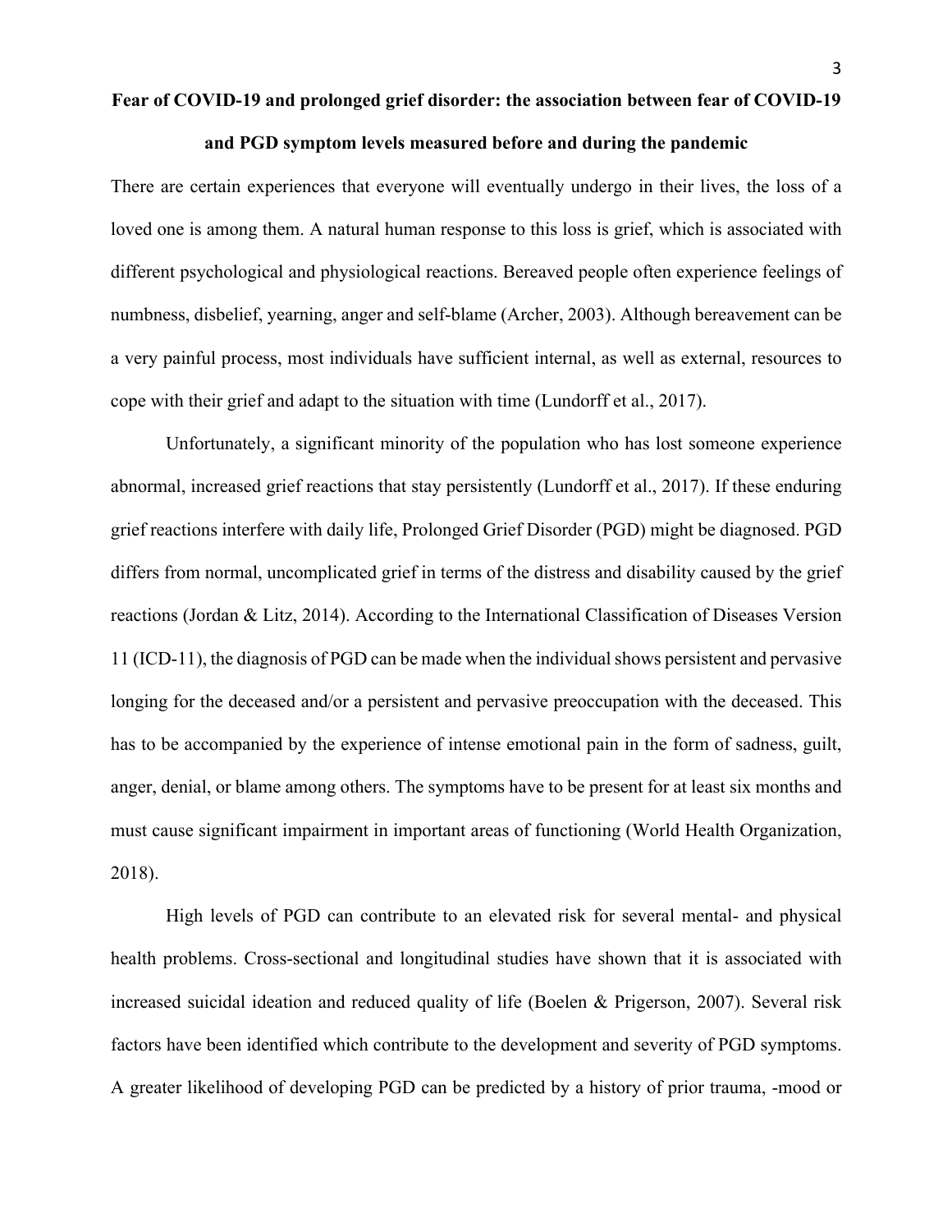# Fear of COVID-19 and prolonged grief disorder: the association between fear of COVID-19 and PGD symptom levels measured before and during the pandemic

There are certain experiences that everyone will eventually undergo in their lives, the loss of a loved one is among them. A natural human response to this loss is grief, which is associated with different psychological and physiological reactions. Bereaved people often experience feelings of numbness, disbelief, yearning, anger and self-blame (Archer, 2003). Although bereavement can be a very painful process, most individuals have sufficient internal, as well as external, resources to cope with their grief and adapt to the situation with time (Lundorff et al., 2017).

Unfortunately, a significant minority of the population who has lost someone experience abnormal, increased grief reactions that stay persistently (Lundorff et al., 2017). If these enduring grief reactions interfere with daily life, Prolonged Grief Disorder (PGD) might be diagnosed. PGD differs from normal, uncomplicated grief in terms of the distress and disability caused by the grief reactions (Jordan & Litz, 2014). According to the International Classification of Diseases Version 11 (ICD-11), the diagnosis of PGD can be made when the individual shows persistent and pervasive longing for the deceased and/or a persistent and pervasive preoccupation with the deceased. This has to be accompanied by the experience of intense emotional pain in the form of sadness, guilt, anger, denial, or blame among others. The symptoms have to be present for at least six months and must cause significant impairment in important areas of functioning (World Health Organization, 2018).

High levels of PGD can contribute to an elevated risk for several mental- and physical health problems. Cross-sectional and longitudinal studies have shown that it is associated with increased suicidal ideation and reduced quality of life (Boelen & Prigerson, 2007). Several risk factors have been identified which contribute to the development and severity of PGD symptoms. A greater likelihood of developing PGD can be predicted by a history of prior trauma, -mood or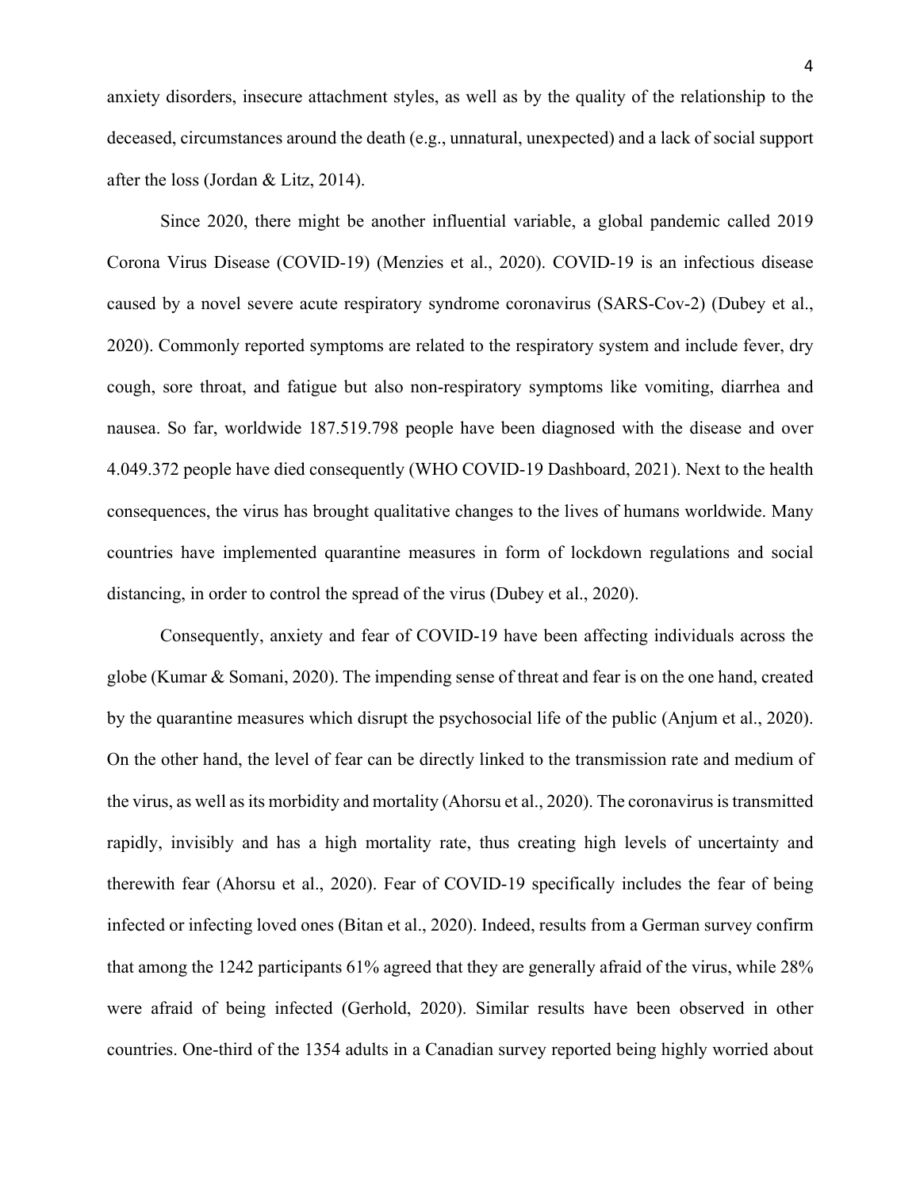anxiety disorders, insecure attachment styles, as well as by the quality of the relationship to the deceased, circumstances around the death (e.g., unnatural, unexpected) and a lack of social support after the loss (Jordan & Litz, 2014).

Since 2020, there might be another influential variable, a global pandemic called 2019 Corona Virus Disease (COVID-19) (Menzies et al., 2020). COVID-19 is an infectious disease caused by a novel severe acute respiratory syndrome coronavirus (SARS-Cov-2) (Dubey et al., 2020). Commonly reported symptoms are related to the respiratory system and include fever, dry cough, sore throat, and fatigue but also non-respiratory symptoms like vomiting, diarrhea and nausea. So far, worldwide 187.519.798 people have been diagnosed with the disease and over 4.049.372 people have died consequently (WHO COVID-19 Dashboard, 2021). Next to the health consequences, the virus has brought qualitative changes to the lives of humans worldwide. Many countries have implemented quarantine measures in form of lockdown regulations and social distancing, in order to control the spread of the virus (Dubey et al., 2020).

Consequently, anxiety and fear of COVID-19 have been affecting individuals across the globe (Kumar & Somani, 2020). The impending sense of threat and fear is on the one hand, created by the quarantine measures which disrupt the psychosocial life of the public (Anjum et al., 2020). On the other hand, the level of fear can be directly linked to the transmission rate and medium of the virus, as well as its morbidity and mortality (Ahorsu et al., 2020). The coronavirus is transmitted rapidly, invisibly and has a high mortality rate, thus creating high levels of uncertainty and therewith fear (Ahorsu et al., 2020). Fear of COVID-19 specifically includes the fear of being infected or infecting loved ones (Bitan et al., 2020). Indeed, results from a German survey confirm that among the 1242 participants 61% agreed that they are generally afraid of the virus, while 28% were afraid of being infected (Gerhold, 2020). Similar results have been observed in other countries. One-third of the 1354 adults in a Canadian survey reported being highly worried about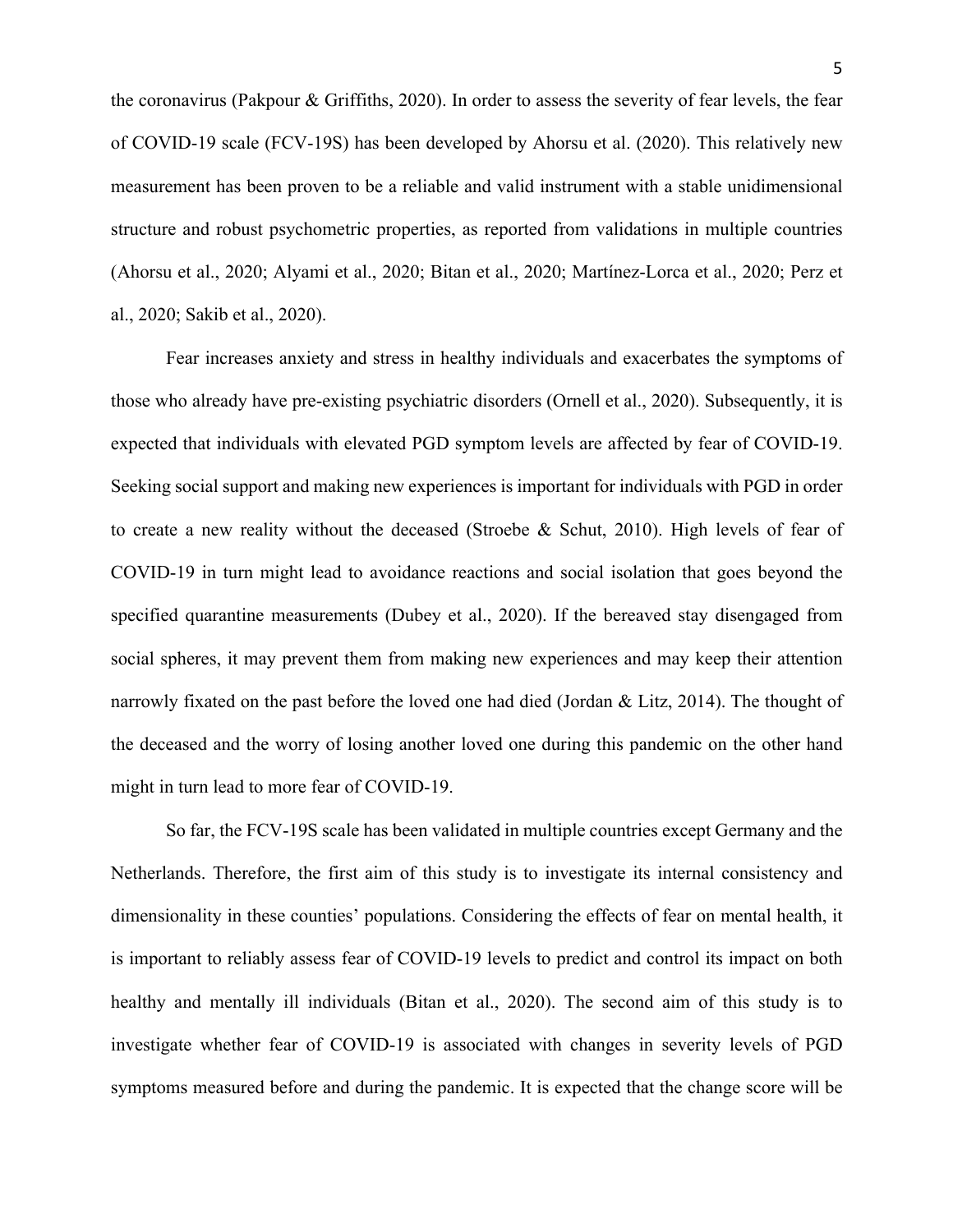the coronavirus (Pakpour & Griffiths, 2020). In order to assess the severity of fear levels, the fear of COVID-19 scale (FCV-19S) has been developed by Ahorsu et al. (2020). This relatively new measurement has been proven to be a reliable and valid instrument with a stable unidimensional structure and robust psychometric properties, as reported from validations in multiple countries (Ahorsu et al., 2020; Alyami et al., 2020; Bitan et al., 2020; Martínez-Lorca et al., 2020; Perz et al., 2020; Sakib et al., 2020).

Fear increases anxiety and stress in healthy individuals and exacerbates the symptoms of those who already have pre-existing psychiatric disorders (Ornell et al., 2020). Subsequently, it is expected that individuals with elevated PGD symptom levels are affected by fear of COVID-19. Seeking social support and making new experiences is important for individuals with PGD in order to create a new reality without the deceased (Stroebe & Schut, 2010). High levels of fear of COVID-19 in turn might lead to avoidance reactions and social isolation that goes beyond the specified quarantine measurements (Dubey et al., 2020). If the bereaved stay disengaged from social spheres, it may prevent them from making new experiences and may keep their attention narrowly fixated on the past before the loved one had died (Jordan & Litz, 2014). The thought of the deceased and the worry of losing another loved one during this pandemic on the other hand might in turn lead to more fear of COVID-19.

So far, the FCV-19S scale has been validated in multiple countries except Germany and the Netherlands. Therefore, the first aim of this study is to investigate its internal consistency and dimensionality in these counties' populations. Considering the effects of fear on mental health, it is important to reliably assess fear of COVID-19 levels to predict and control its impact on both healthy and mentally ill individuals (Bitan et al., 2020). The second aim of this study is to investigate whether fear of COVID-19 is associated with changes in severity levels of PGD symptoms measured before and during the pandemic. It is expected that the change score will be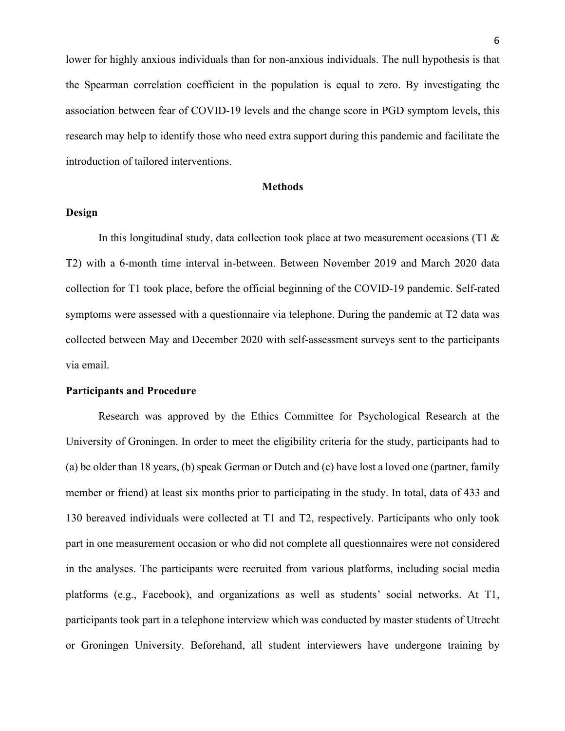lower for highly anxious individuals than for non-anxious individuals. The null hypothesis is that the Spearman correlation coefficient in the population is equal to zero. By investigating the association between fear of COVID-19 levels and the change score in PGD symptom levels, this research may help to identify those who need extra support during this pandemic and facilitate the introduction of tailored interventions.

## Methods

### Design

In this longitudinal study, data collection took place at two measurement occasions (T1 & T2) with a 6-month time interval in-between. Between November 2019 and March 2020 data collection for T1 took place, before the official beginning of the COVID-19 pandemic. Self-rated symptoms were assessed with a questionnaire via telephone. During the pandemic at T2 data was collected between May and December 2020 with self-assessment surveys sent to the participants via email.

### Participants and Procedure

Research was approved by the Ethics Committee for Psychological Research at the University of Groningen. In order to meet the eligibility criteria for the study, participants had to (a) be older than 18 years, (b) speak German or Dutch and (c) have lost a loved one (partner, family member or friend) at least six months prior to participating in the study. In total, data of 433 and 130 bereaved individuals were collected at T1 and T2, respectively. Participants who only took part in one measurement occasion or who did not complete all questionnaires were not considered in the analyses. The participants were recruited from various platforms, including social media platforms (e.g., Facebook), and organizations as well as students' social networks. At T1, participants took part in a telephone interview which was conducted by master students of Utrecht or Groningen University. Beforehand, all student interviewers have undergone training by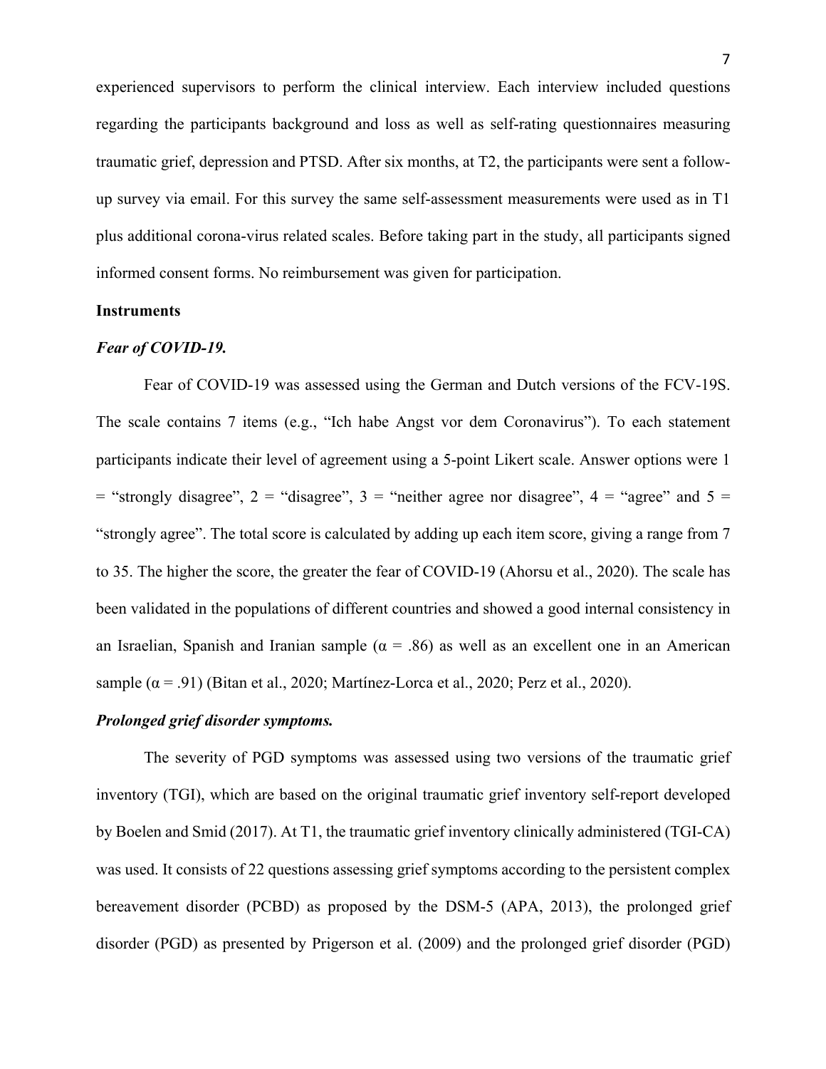experienced supervisors to perform the clinical interview. Each interview included questions regarding the participants background and loss as well as self-rating questionnaires measuring traumatic grief, depression and PTSD. After six months, at T2, the participants were sent a follow-up survey via email. For this survey the same self-assessment measurements were used as in T1 plus additional corona-virus related scales. Before taking part in the study, all participants signed informed consent forms. No reimbursement was given for participation.

## Instruments

### *Fear of COVID-19.*

Fear of COVID-19 was assessed using the German and Dutch versions of the FCV-19S. The scale contains 7 items (e.g., "Ich habe Angst vor dem Coronavirus"). To each statement participants indicate their level of agreement using a 5-point Likert scale. Answer options were 1 = "strongly disagree", 2 = "disagree", 3 = "neither agree nor disagree", 4 = "agree" and 5 = "strongly agree". The total score is calculated by adding up each item score, giving a range from 7 to 35. The higher the score, the greater the fear of COVID-19 (Ahorsu et al., 2020). The scale has been validated in the populations of different countries and showed a good internal consistency in an Israelian, Spanish and Iranian sample ($\alpha$ = .86) as well as an excellent one in an American sample ($\alpha$ = .91) (Bitan et al., 2020; Martínez-Lorca et al., 2020; Perz et al., 2020).

### *Prolonged grief disorder symptoms.*

The severity of PGD symptoms was assessed using two versions of the traumatic grief inventory (TGI), which are based on the original traumatic grief inventory self-report developed by Boelen and Smid (2017). At T1, the traumatic grief inventory clinically administered (TGI-CA) was used. It consists of 22 questions assessing grief symptoms according to the persistent complex bereavement disorder (PCBD) as proposed by the DSM-5 (APA, 2013), the prolonged grief disorder (PGD) as presented by Prigerson et al. (2009) and the prolonged grief disorder (PGD)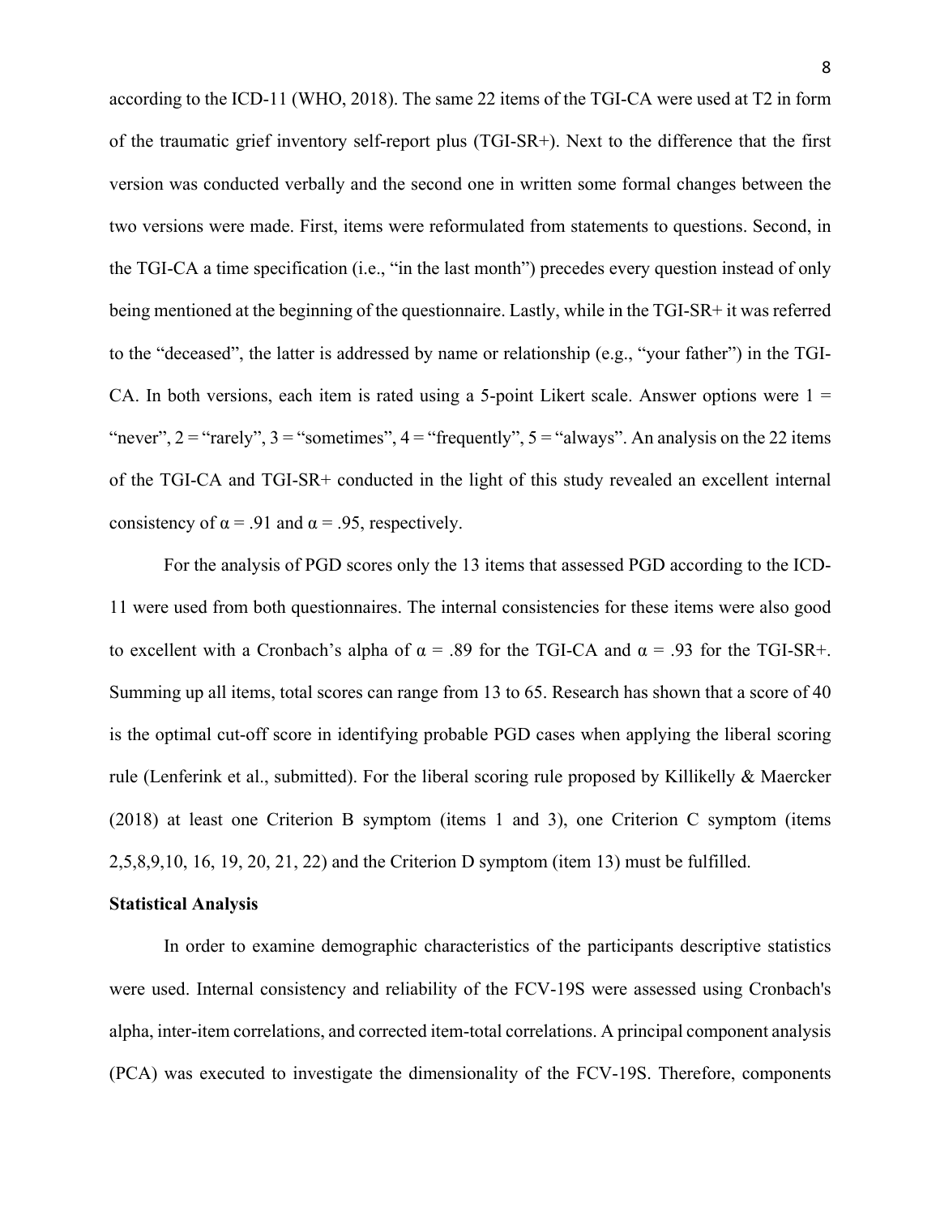according to the ICD-11 (WHO, 2018). The same 22 items of the TGI-CA were used at T2 in form of the traumatic grief inventory self-report plus (TGI-SR+). Next to the difference that the first version was conducted verbally and the second one in written some formal changes between the two versions were made. First, items were reformulated from statements to questions. Second, in the TGI-CA a time specification (i.e., "in the last month") precedes every question instead of only being mentioned at the beginning of the questionnaire. Lastly, while in the TGI-SR+ it was referred to the "deceased", the latter is addressed by name or relationship (e.g., "your father") in the TGI-CA. In both versions, each item is rated using a 5-point Likert scale. Answer options were 1 = "never", 2 = "rarely", 3 = "sometimes", 4 = "frequently", 5 = "always". An analysis on the 22 items of the TGI-CA and TGI-SR+ conducted in the light of this study revealed an excellent internal consistency of $\alpha = .91$ and $\alpha = .95$, respectively.

For the analysis of PGD scores only the 13 items that assessed PGD according to the ICD-11 were used from both questionnaires. The internal consistencies for these items were also good to excellent with a Cronbach's alpha of $\alpha = .89$ for the TGI-CA and $\alpha = .93$ for the TGI-SR+. Summing up all items, total scores can range from 13 to 65. Research has shown that a score of 40 is the optimal cut-off score in identifying probable PGD cases when applying the liberal scoring rule (Lenferink et al., submitted). For the liberal scoring rule proposed by Killikelly & Maercker (2018) at least one Criterion B symptom (items 1 and 3), one Criterion C symptom (items 2,5,8,9,10, 16, 19, 20, 21, 22) and the Criterion D symptom (item 13) must be fulfilled.

**Statistical Analysis**

In order to examine demographic characteristics of the participants descriptive statistics were used. Internal consistency and reliability of the FCV-19S were assessed using Cronbach's alpha, inter-item correlations, and corrected item-total correlations. A principal component analysis (PCA) was executed to investigate the dimensionality of the FCV-19S. Therefore, components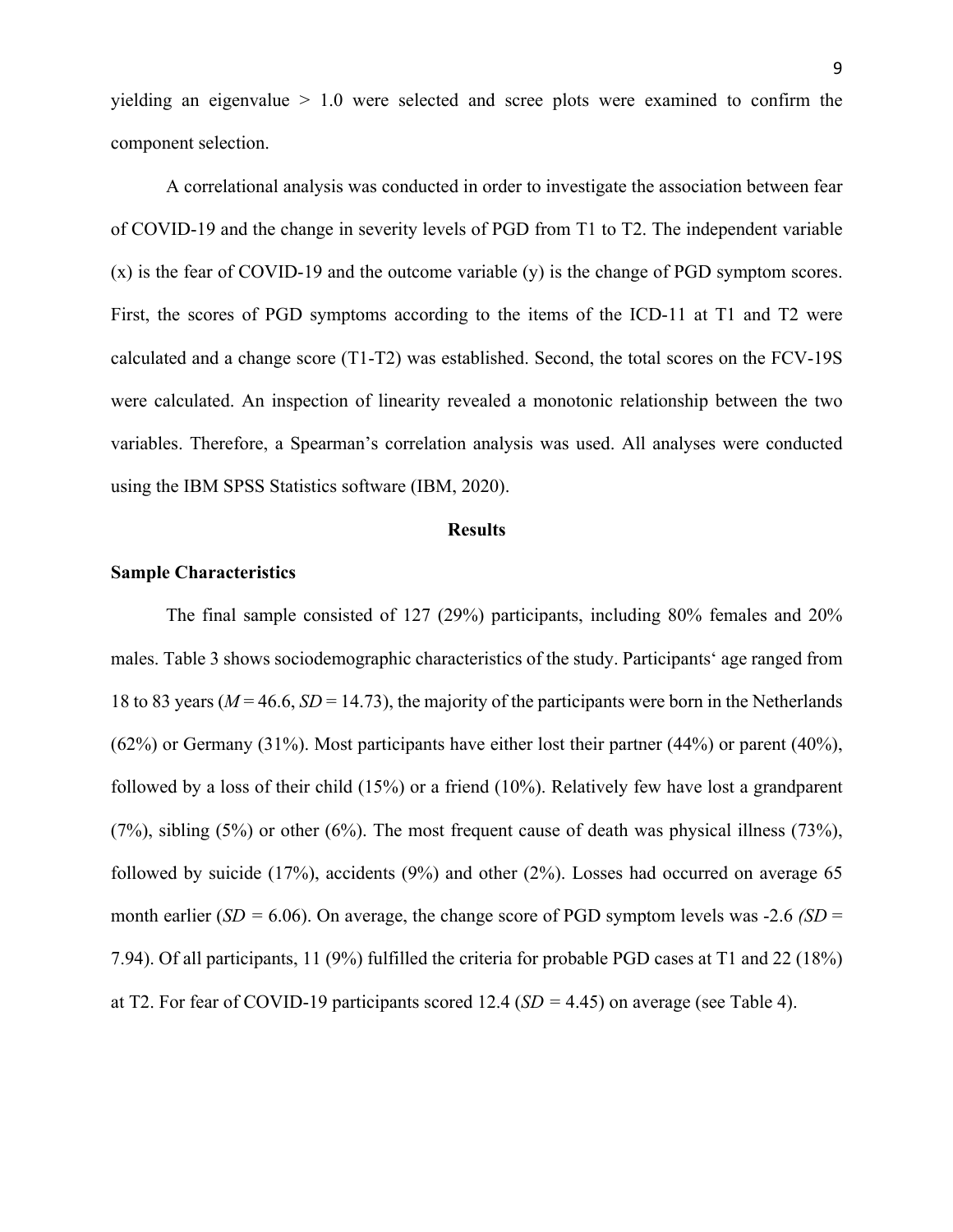yielding an eigenvalue > 1.0 were selected and scree plots were examined to confirm the component selection.

A correlational analysis was conducted in order to investigate the association between fear of COVID-19 and the change in severity levels of PGD from T1 to T2. The independent variable (x) is the fear of COVID-19 and the outcome variable (y) is the change of PGD symptom scores. First, the scores of PGD symptoms according to the items of the ICD-11 at T1 and T2 were calculated and a change score (T1-T2) was established. Second, the total scores on the FCV-19S were calculated. An inspection of linearity revealed a monotonic relationship between the two variables. Therefore, a Spearman's correlation analysis was used. All analyses were conducted using the IBM SPSS Statistics software (IBM, 2020).

## Results

### Sample Characteristics

The final sample consisted of 127 (29%) participants, including 80% females and 20% males. Table 3 shows sociodemographic characteristics of the study. Participants' age ranged from 18 to 83 years ($M$ = 46.6, $SD$ = 14.73), the majority of the participants were born in the Netherlands (62%) or Germany (31%). Most participants have either lost their partner (44%) or parent (40%), followed by a loss of their child (15%) or a friend (10%). Relatively few have lost a grandparent (7%), sibling (5%) or other (6%). The most frequent cause of death was physical illness (73%), followed by suicide (17%), accidents (9%) and other (2%). Losses had occurred on average 65 month earlier ($SD$ = 6.06). On average, the change score of PGD symptom levels was -2.6 *(SD* = 7.94). Of all participants, 11 (9%) fulfilled the criteria for probable PGD cases at T1 and 22 (18%) at T2. For fear of COVID-19 participants scored 12.4 ($SD$ = 4.45) on average (see Table 4).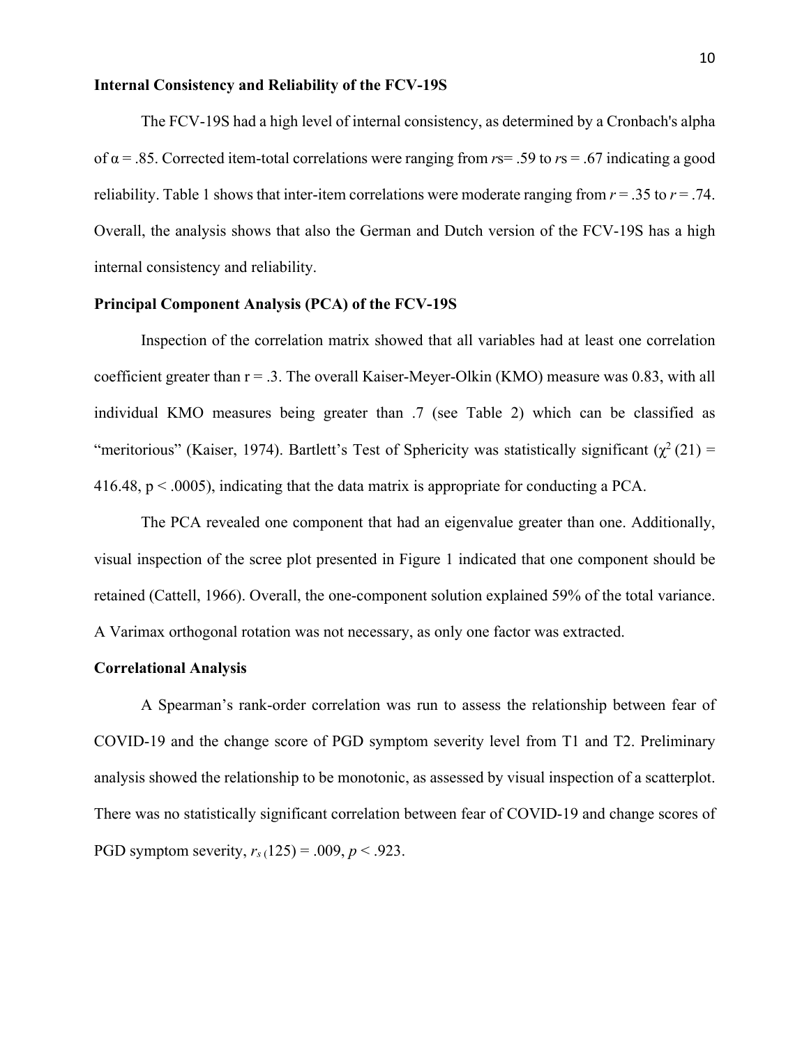**Internal Consistency and Reliability of the FCV-19S**

The FCV-19S had a high level of internal consistency, as determined by a Cronbach's alpha of $\alpha = .85$. Corrected item-total correlations were ranging from *r*s= .59 to *r*s = .67 indicating a good reliability. Table 1 shows that inter-item correlations were moderate ranging from $r = .35$ to $r = .74$. Overall, the analysis shows that also the German and Dutch version of the FCV-19S has a high internal consistency and reliability.

**Principal Component Analysis (PCA) of the FCV-19S**

Inspection of the correlation matrix showed that all variables had at least one correlation coefficient greater than r = .3. The overall Kaiser-Meyer-Olkin (KMO) measure was 0.83, with all individual KMO measures being greater than .7 (see Table 2) which can be classified as "meritorious" (Kaiser, 1974). Bartlett's Test of Sphericity was statistically significant ($\chi^2$ (21) = 416.48, $p < .0005$), indicating that the data matrix is appropriate for conducting a PCA.

The PCA revealed one component that had an eigenvalue greater than one. Additionally, visual inspection of the scree plot presented in Figure 1 indicated that one component should be retained (Cattell, 1966). Overall, the one-component solution explained 59% of the total variance. A Varimax orthogonal rotation was not necessary, as only one factor was extracted.

**Correlational Analysis**

A Spearman's rank-order correlation was run to assess the relationship between fear of COVID-19 and the change score of PGD symptom severity level from T1 and T2. Preliminary analysis showed the relationship to be monotonic, as assessed by visual inspection of a scatterplot. There was no statistically significant correlation between fear of COVID-19 and change scores of PGD symptom severity, $r_{s}(125) = .009$, $p < .923$.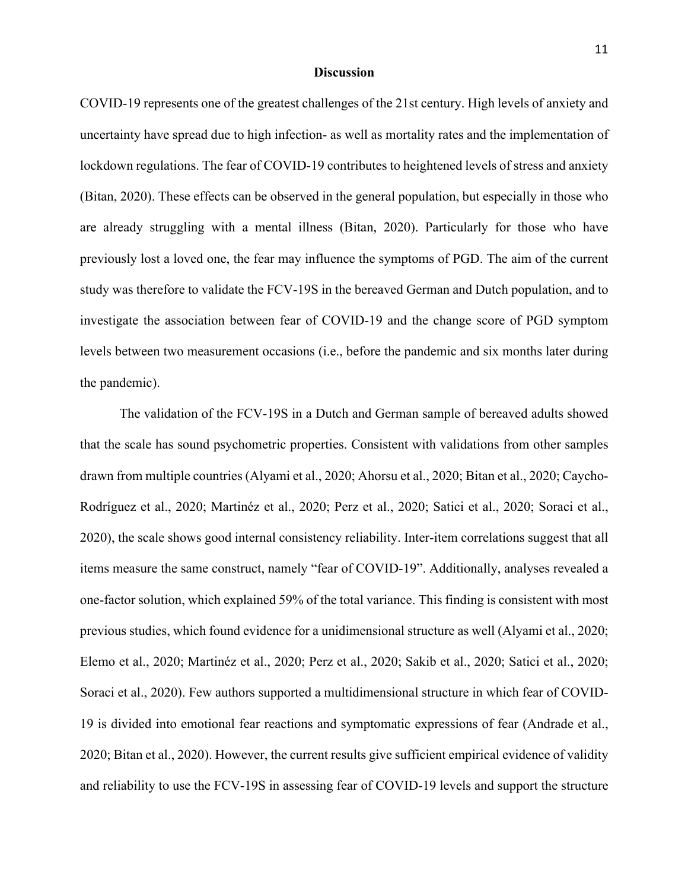## Discussion

COVID-19 represents one of the greatest challenges of the 21st century. High levels of anxiety and uncertainty have spread due to high infection- as well as mortality rates and the implementation of lockdown regulations. The fear of COVID-19 contributes to heightened levels of stress and anxiety (Bitan, 2020). These effects can be observed in the general population, but especially in those who are already struggling with a mental illness (Bitan, 2020). Particularly for those who have previously lost a loved one, the fear may influence the symptoms of PGD. The aim of the current study was therefore to validate the FCV-19S in the bereaved German and Dutch population, and to investigate the association between fear of COVID-19 and the change score of PGD symptom levels between two measurement occasions (i.e., before the pandemic and six months later during the pandemic).

The validation of the FCV-19S in a Dutch and German sample of bereaved adults showed that the scale has sound psychometric properties. Consistent with validations from other samples drawn from multiple countries (Alyami et al., 2020; Ahorsu et al., 2020; Bitan et al., 2020; Caycho-Rodríguez et al., 2020; Martinéz et al., 2020; Perz et al., 2020; Satici et al., 2020; Soraci et al., 2020), the scale shows good internal consistency reliability. Inter-item correlations suggest that all items measure the same construct, namely "fear of COVID-19". Additionally, analyses revealed a one-factor solution, which explained 59% of the total variance. This finding is consistent with most previous studies, which found evidence for a unidimensional structure as well (Alyami et al., 2020; Elemo et al., 2020; Martinéz et al., 2020; Perz et al., 2020; Sakib et al., 2020; Satici et al., 2020; Soraci et al., 2020). Few authors supported a multidimensional structure in which fear of COVID-19 is divided into emotional fear reactions and symptomatic expressions of fear (Andrade et al., 2020; Bitan et al., 2020). However, the current results give sufficient empirical evidence of validity and reliability to use the FCV-19S in assessing fear of COVID-19 levels and support the structure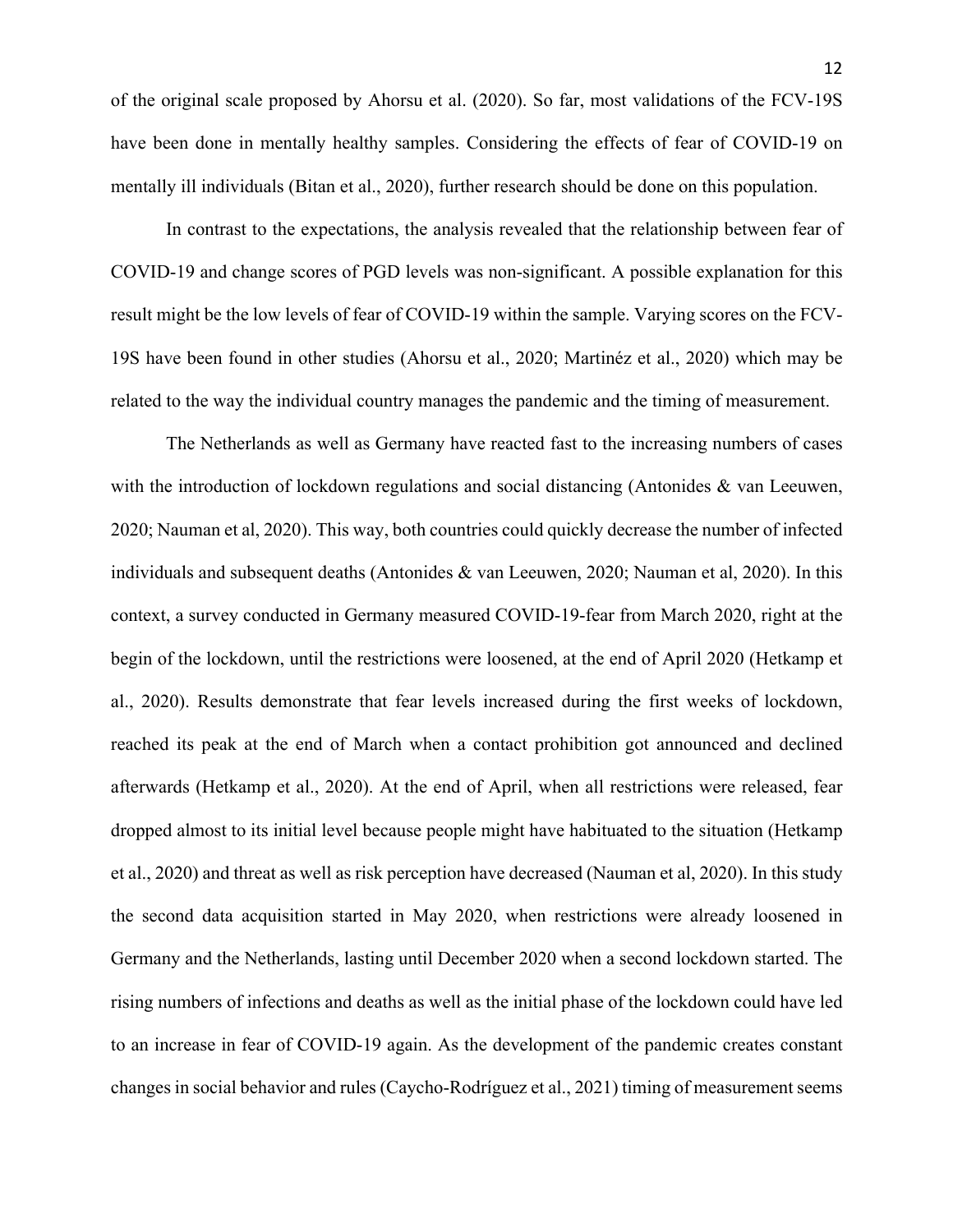of the original scale proposed by Ahorsu et al. (2020). So far, most validations of the FCV-19S have been done in mentally healthy samples. Considering the effects of fear of COVID-19 on mentally ill individuals (Bitan et al., 2020), further research should be done on this population.

In contrast to the expectations, the analysis revealed that the relationship between fear of COVID-19 and change scores of PGD levels was non-significant. A possible explanation for this result might be the low levels of fear of COVID-19 within the sample. Varying scores on the FCV-19S have been found in other studies (Ahorsu et al., 2020; Martinéz et al., 2020) which may be related to the way the individual country manages the pandemic and the timing of measurement.

The Netherlands as well as Germany have reacted fast to the increasing numbers of cases with the introduction of lockdown regulations and social distancing (Antonides & van Leeuwen, 2020; Nauman et al, 2020). This way, both countries could quickly decrease the number of infected individuals and subsequent deaths (Antonides & van Leeuwen, 2020; Nauman et al, 2020). In this context, a survey conducted in Germany measured COVID-19-fear from March 2020, right at the begin of the lockdown, until the restrictions were loosened, at the end of April 2020 (Hetkamp et al., 2020). Results demonstrate that fear levels increased during the first weeks of lockdown, reached its peak at the end of March when a contact prohibition got announced and declined afterwards (Hetkamp et al., 2020). At the end of April, when all restrictions were released, fear dropped almost to its initial level because people might have habituated to the situation (Hetkamp et al., 2020) and threat as well as risk perception have decreased (Nauman et al, 2020). In this study the second data acquisition started in May 2020, when restrictions were already loosened in Germany and the Netherlands, lasting until December 2020 when a second lockdown started. The rising numbers of infections and deaths as well as the initial phase of the lockdown could have led to an increase in fear of COVID-19 again. As the development of the pandemic creates constant changes in social behavior and rules (Caycho-Rodríguez et al., 2021) timing of measurement seems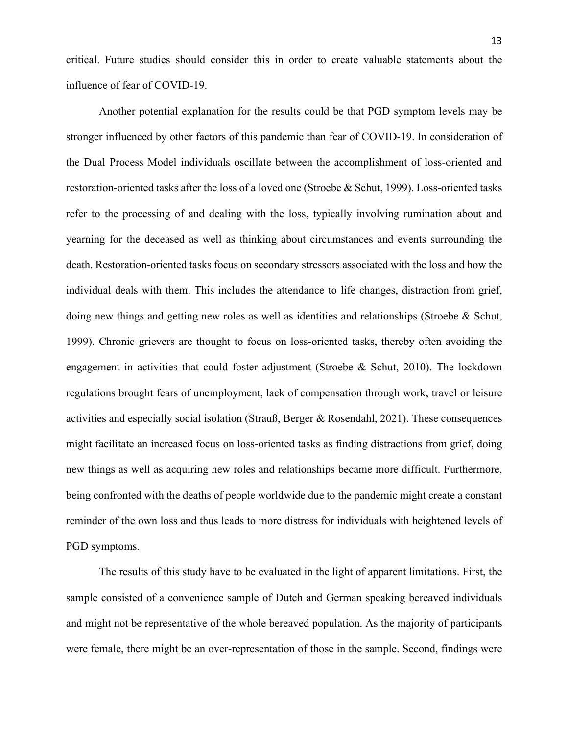critical. Future studies should consider this in order to create valuable statements about the influence of fear of COVID-19.

Another potential explanation for the results could be that PGD symptom levels may be stronger influenced by other factors of this pandemic than fear of COVID-19. In consideration of the Dual Process Model individuals oscillate between the accomplishment of loss-oriented and restoration-oriented tasks after the loss of a loved one (Stroebe & Schut, 1999). Loss-oriented tasks refer to the processing of and dealing with the loss, typically involving rumination about and yearning for the deceased as well as thinking about circumstances and events surrounding the death. Restoration-oriented tasks focus on secondary stressors associated with the loss and how the individual deals with them. This includes the attendance to life changes, distraction from grief, doing new things and getting new roles as well as identities and relationships (Stroebe & Schut, 1999). Chronic grievers are thought to focus on loss-oriented tasks, thereby often avoiding the engagement in activities that could foster adjustment (Stroebe & Schut, 2010). The lockdown regulations brought fears of unemployment, lack of compensation through work, travel or leisure activities and especially social isolation (Strauß, Berger & Rosendahl, 2021). These consequences might facilitate an increased focus on loss-oriented tasks as finding distractions from grief, doing new things as well as acquiring new roles and relationships became more difficult. Furthermore, being confronted with the deaths of people worldwide due to the pandemic might create a constant reminder of the own loss and thus leads to more distress for individuals with heightened levels of PGD symptoms.

The results of this study have to be evaluated in the light of apparent limitations. First, the sample consisted of a convenience sample of Dutch and German speaking bereaved individuals and might not be representative of the whole bereaved population. As the majority of participants were female, there might be an over-representation of those in the sample. Second, findings were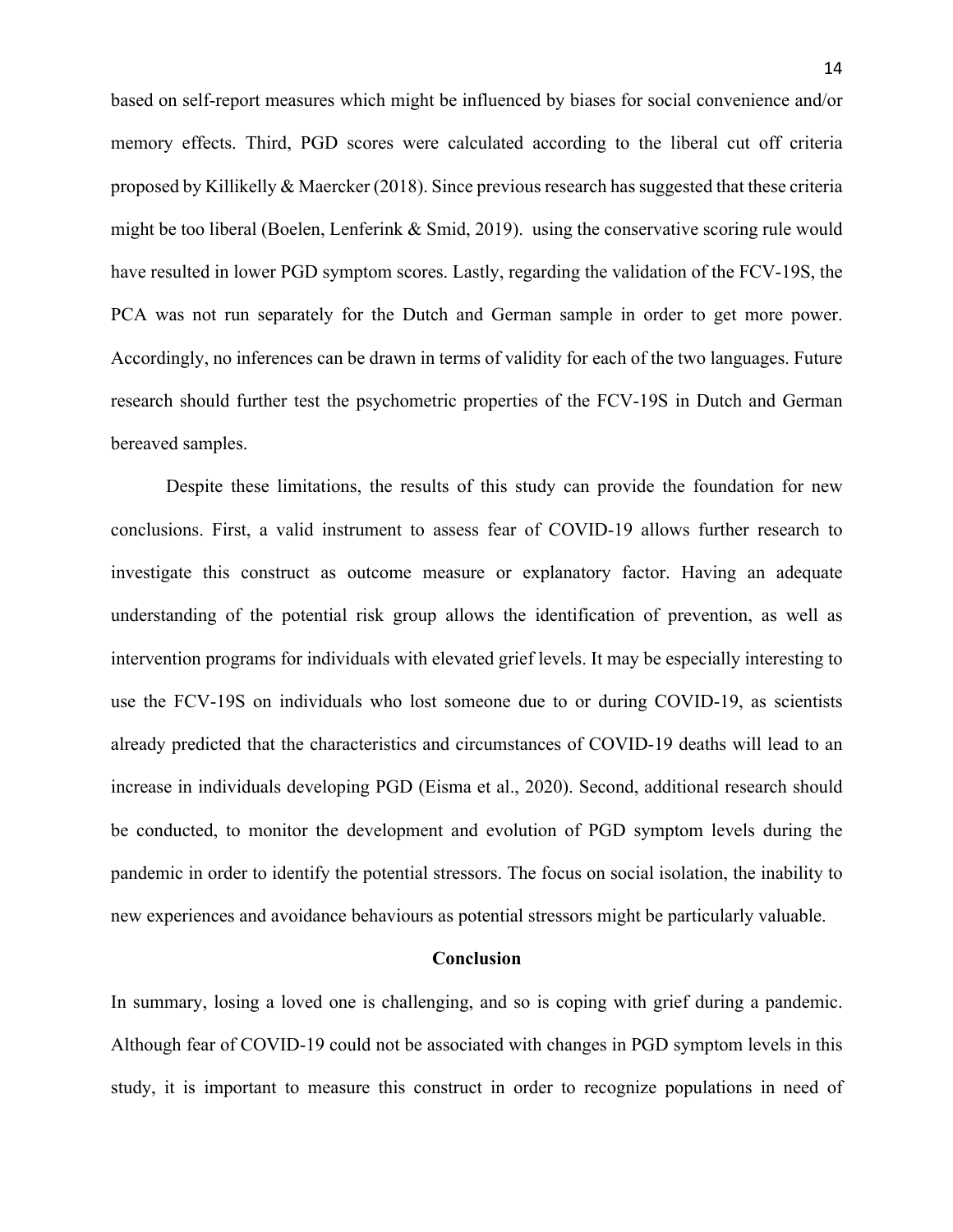based on self-report measures which might be influenced by biases for social convenience and/or memory effects. Third, PGD scores were calculated according to the liberal cut off criteria proposed by Killikelly & Maercker (2018). Since previous research has suggested that these criteria might be too liberal (Boelen, Lenferink & Smid, 2019). using the conservative scoring rule would have resulted in lower PGD symptom scores. Lastly, regarding the validation of the FCV-19S, the PCA was not run separately for the Dutch and German sample in order to get more power. Accordingly, no inferences can be drawn in terms of validity for each of the two languages. Future research should further test the psychometric properties of the FCV-19S in Dutch and German bereaved samples.

Despite these limitations, the results of this study can provide the foundation for new conclusions. First, a valid instrument to assess fear of COVID-19 allows further research to investigate this construct as outcome measure or explanatory factor. Having an adequate understanding of the potential risk group allows the identification of prevention, as well as intervention programs for individuals with elevated grief levels. It may be especially interesting to use the FCV-19S on individuals who lost someone due to or during COVID-19, as scientists already predicted that the characteristics and circumstances of COVID-19 deaths will lead to an increase in individuals developing PGD (Eisma et al., 2020). Second, additional research should be conducted, to monitor the development and evolution of PGD symptom levels during the pandemic in order to identify the potential stressors. The focus on social isolation, the inability to new experiences and avoidance behaviours as potential stressors might be particularly valuable.

## Conclusion

In summary, losing a loved one is challenging, and so is coping with grief during a pandemic. Although fear of COVID-19 could not be associated with changes in PGD symptom levels in this study, it is important to measure this construct in order to recognize populations in need of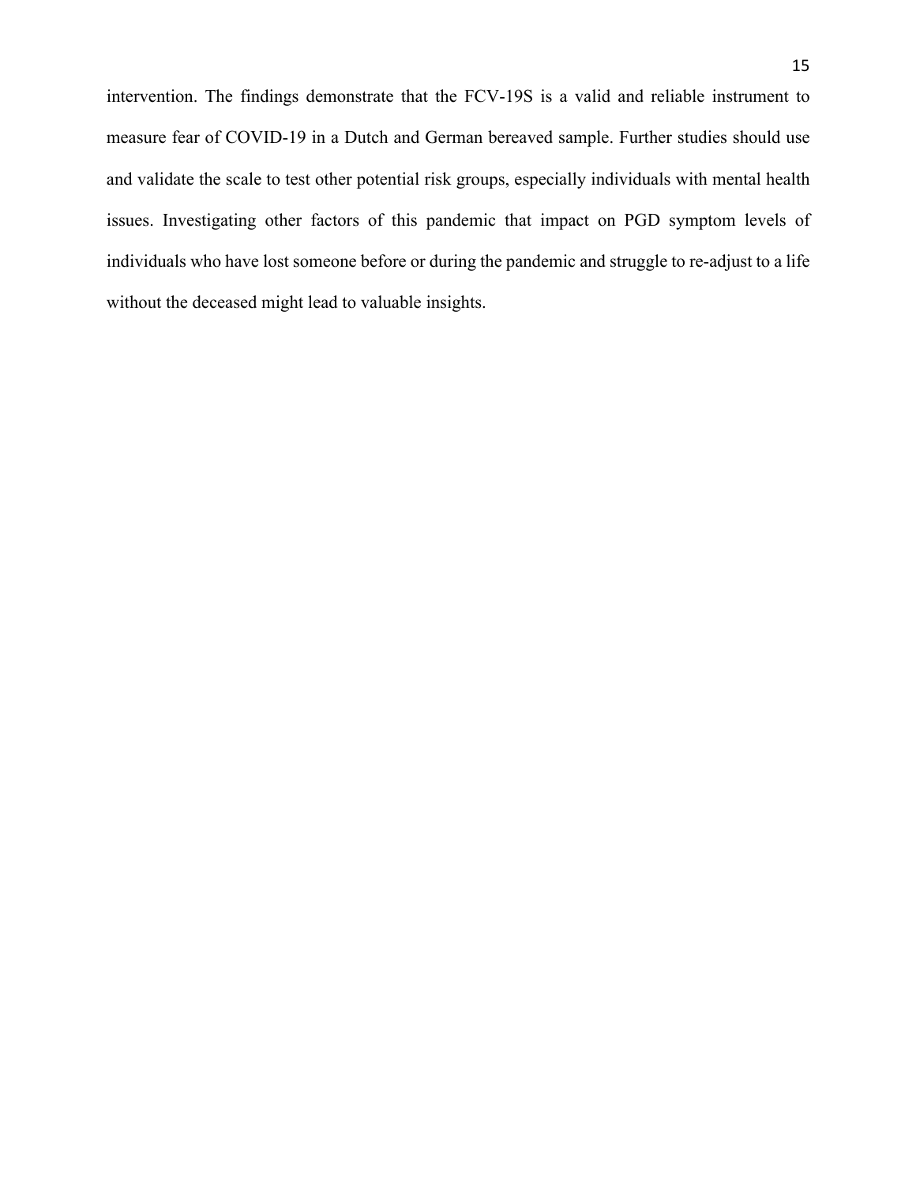intervention. The findings demonstrate that the FCV-19S is a valid and reliable instrument to measure fear of COVID-19 in a Dutch and German bereaved sample. Further studies should use and validate the scale to test other potential risk groups, especially individuals with mental health issues. Investigating other factors of this pandemic that impact on PGD symptom levels of individuals who have lost someone before or during the pandemic and struggle to re-adjust to a life without the deceased might lead to valuable insights.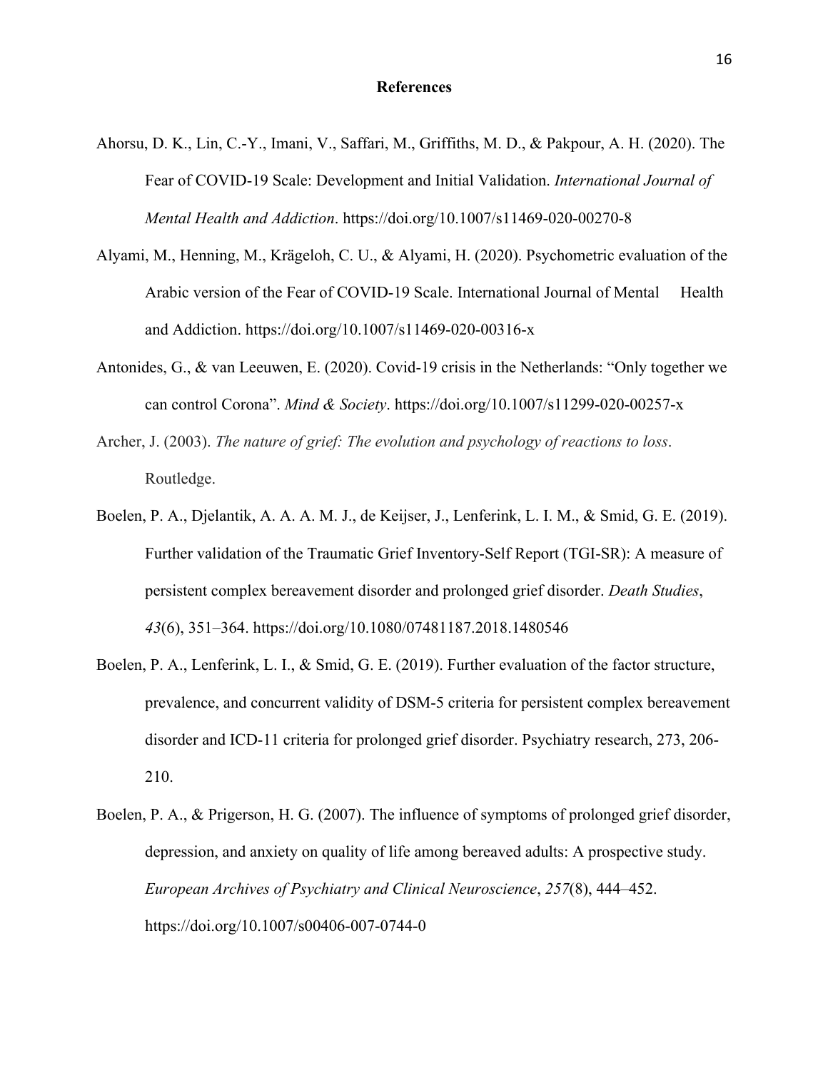# References

Ahorsu, D. K., Lin, C.-Y., Imani, V., Saffari, M., Griffiths, M. D., & Pakpour, A. H. (2020). The Fear of COVID-19 Scale: Development and Initial Validation. *International Journal of Mental Health and Addiction*. https://doi.org/10.1007/s11469-020-00270-8

Alyami, M., Henning, M., Krägeloh, C. U., & Alyami, H. (2020). Psychometric evaluation of the Arabic version of the Fear of COVID-19 Scale. International Journal of Mental Health and Addiction. https://doi.org/10.1007/s11469-020-00316-x

Antonides, G., & van Leeuwen, E. (2020). Covid-19 crisis in the Netherlands: "Only together we can control Corona". *Mind & Society*. https://doi.org/10.1007/s11299-020-00257-x

Archer, J. (2003). *The nature of grief: The evolution and psychology of reactions to loss*. Routledge.

Boelen, P. A., Djelantik, A. A. A. M. J., de Keijser, J., Lenferink, L. I. M., & Smid, G. E. (2019). Further validation of the Traumatic Grief Inventory-Self Report (TGI-SR): A measure of persistent complex bereavement disorder and prolonged grief disorder. *Death Studies*, *43*(6), 351–364. https://doi.org/10.1080/07481187.2018.1480546

Boelen, P. A., Lenferink, L. I., & Smid, G. E. (2019). Further evaluation of the factor structure, prevalence, and concurrent validity of DSM-5 criteria for persistent complex bereavement disorder and ICD-11 criteria for prolonged grief disorder. Psychiatry research, 273, 206-210.

Boelen, P. A., & Prigerson, H. G. (2007). The influence of symptoms of prolonged grief disorder, depression, and anxiety on quality of life among bereaved adults: A prospective study. *European Archives of Psychiatry and Clinical Neuroscience*, *257*(8), 444–452. https://doi.org/10.1007/s00406-007-0744-0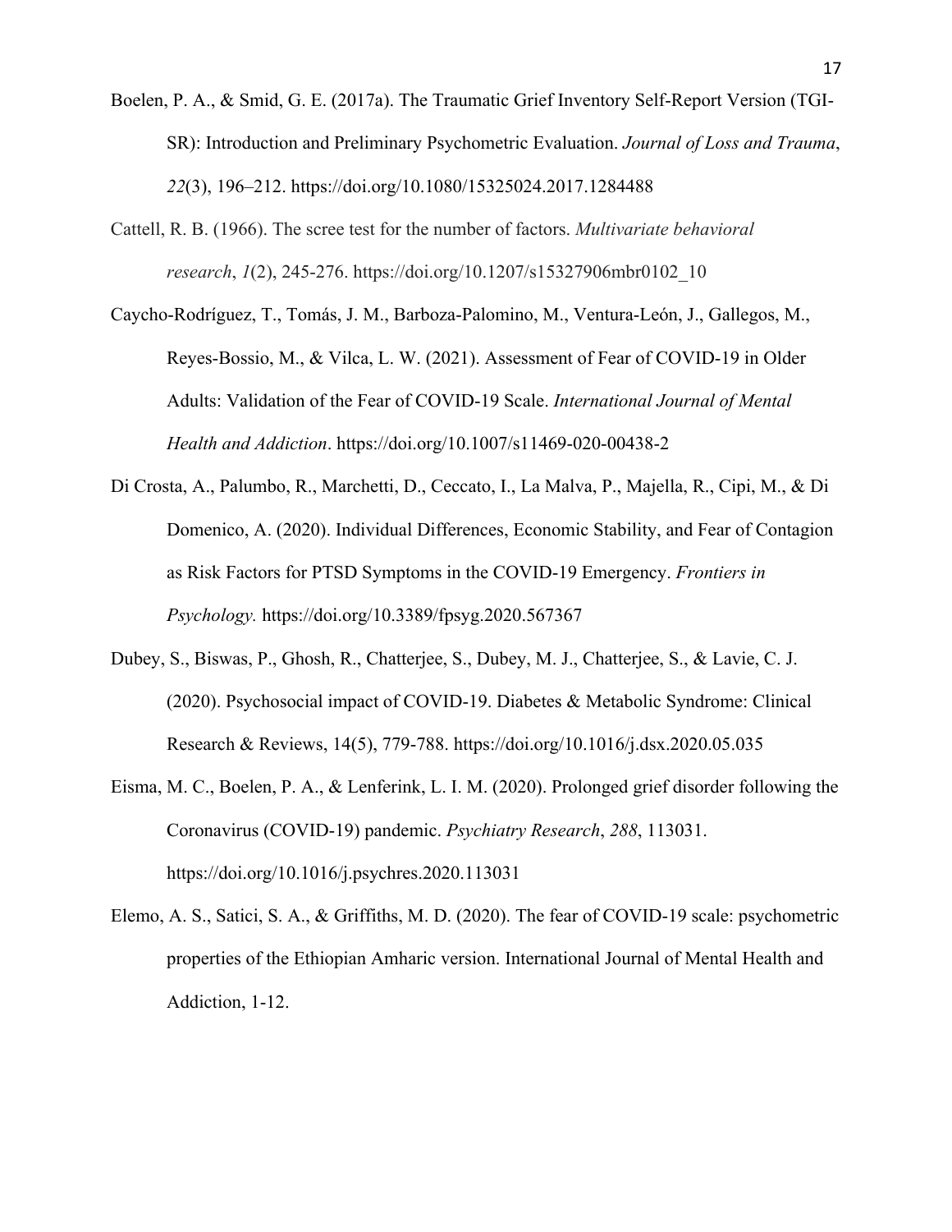Boelen, P. A., & Smid, G. E. (2017a). The Traumatic Grief Inventory Self-Report Version (TGI-SR): Introduction and Preliminary Psychometric Evaluation. *Journal of Loss and Trauma*, *22*(3), 196–212. https://doi.org/10.1080/15325024.2017.1284488

Cattell, R. B. (1966). The scree test for the number of factors. *Multivariate behavioral research*, *1*(2), 245-276. https://doi.org/10.1207/s15327906mbr0102_10

Caycho-Rodríguez, T., Tomás, J. M., Barboza-Palomino, M., Ventura-León, J., Gallegos, M., Reyes-Bossio, M., & Vilca, L. W. (2021). Assessment of Fear of COVID-19 in Older Adults: Validation of the Fear of COVID-19 Scale. *International Journal of Mental Health and Addiction*. https://doi.org/10.1007/s11469-020-00438-2

Di Crosta, A., Palumbo, R., Marchetti, D., Ceccato, I., La Malva, P., Majella, R., Cipi, M., & Di Domenico, A. (2020). Individual Differences, Economic Stability, and Fear of Contagion as Risk Factors for PTSD Symptoms in the COVID-19 Emergency. *Frontiers in Psychology.* https://doi.org/10.3389/fpsyg.2020.567367

Dubey, S., Biswas, P., Ghosh, R., Chatterjee, S., Dubey, M. J., Chatterjee, S., & Lavie, C. J. (2020). Psychosocial impact of COVID-19. Diabetes & Metabolic Syndrome: Clinical Research & Reviews, 14(5), 779-788. https://doi.org/10.1016/j.dsx.2020.05.035

Eisma, M. C., Boelen, P. A., & Lenferink, L. I. M. (2020). Prolonged grief disorder following the Coronavirus (COVID-19) pandemic. *Psychiatry Research*, *288*, 113031. https://doi.org/10.1016/j.psychres.2020.113031

Elemo, A. S., Satici, S. A., & Griffiths, M. D. (2020). The fear of COVID-19 scale: psychometric properties of the Ethiopian Amharic version. International Journal of Mental Health and Addiction, 1-12.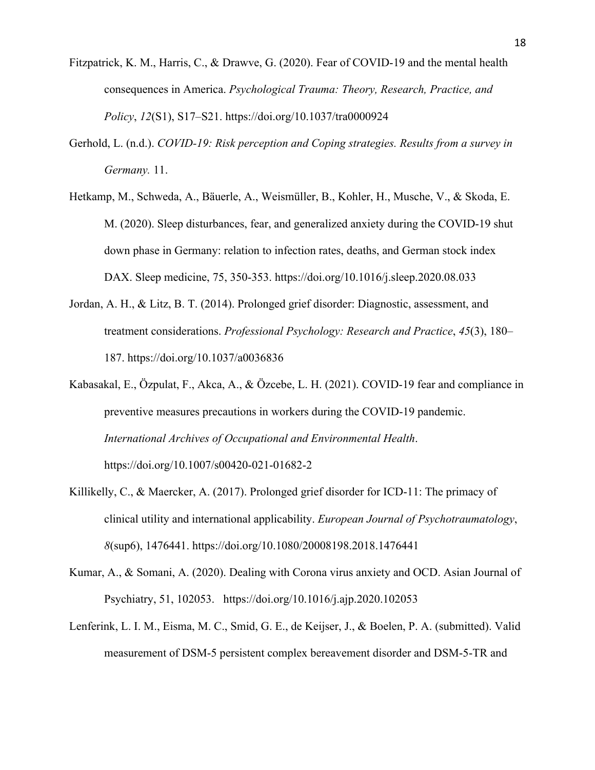Fitzpatrick, K. M., Harris, C., & Drawve, G. (2020). Fear of COVID-19 and the mental health consequences in America. *Psychological Trauma: Theory, Research, Practice, and Policy*, *12*(S1), S17–S21. https://doi.org/10.1037/tra0000924

Gerhold, L. (n.d.). *COVID-19: Risk perception and Coping strategies. Results from a survey in Germany.* 11.

Hetkamp, M., Schweda, A., Bäuerle, A., Weismüller, B., Kohler, H., Musche, V., & Skoda, E. M. (2020). Sleep disturbances, fear, and generalized anxiety during the COVID-19 shut down phase in Germany: relation to infection rates, deaths, and German stock index DAX. Sleep medicine, 75, 350-353. https://doi.org/10.1016/j.sleep.2020.08.033

Jordan, A. H., & Litz, B. T. (2014). Prolonged grief disorder: Diagnostic, assessment, and treatment considerations. *Professional Psychology: Research and Practice*, *45*(3), 180–187. https://doi.org/10.1037/a0036836

Kabasakal, E., Özpulat, F., Akca, A., & Özcebe, L. H. (2021). COVID-19 fear and compliance in preventive measures precautions in workers during the COVID-19 pandemic. *International Archives of Occupational and Environmental Health*. https://doi.org/10.1007/s00420-021-01682-2

Killikelly, C., & Maercker, A. (2017). Prolonged grief disorder for ICD-11: The primacy of clinical utility and international applicability. *European Journal of Psychotraumatology*, *8*(sup6), 1476441. https://doi.org/10.1080/20008198.2018.1476441

Kumar, A., & Somani, A. (2020). Dealing with Corona virus anxiety and OCD. Asian Journal of Psychiatry, 51, 102053. https://doi.org/10.1016/j.ajp.2020.102053

Lenferink, L. I. M., Eisma, M. C., Smid, G. E., de Keijser, J., & Boelen, P. A. (submitted). Valid measurement of DSM-5 persistent complex bereavement disorder and DSM-5-TR and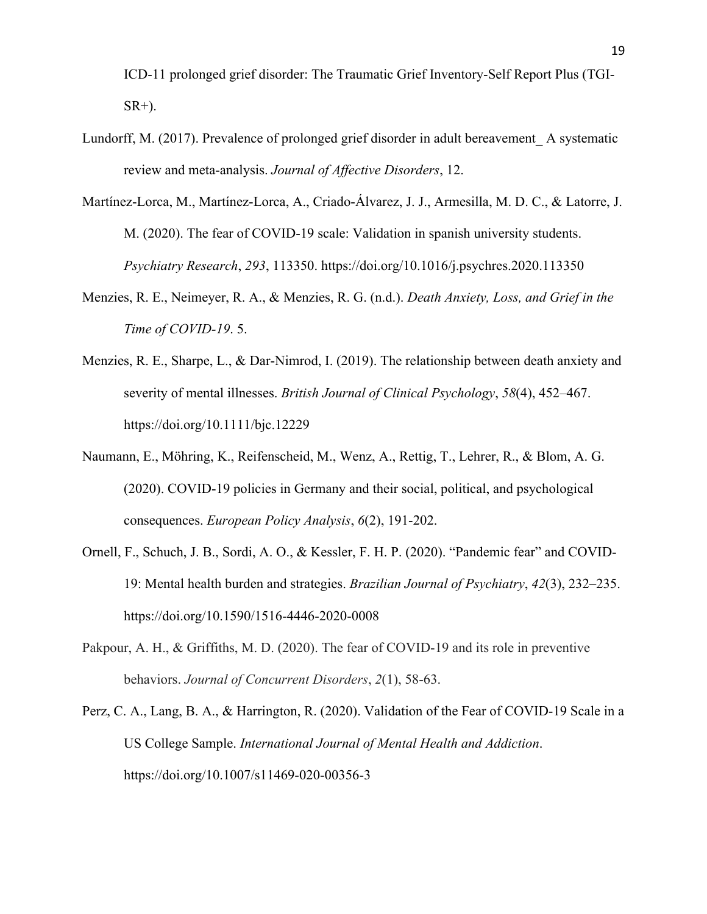ICD-11 prolonged grief disorder: The Traumatic Grief Inventory-Self Report Plus (TGI-SR+).

Lundorff, M. (2017). Prevalence of prolonged grief disorder in adult bereavement_ A systematic review and meta-analysis. *Journal of Affective Disorders*, 12.

Martínez-Lorca, M., Martínez-Lorca, A., Criado-Álvarez, J. J., Armesilla, M. D. C., & Latorre, J. M. (2020). The fear of COVID-19 scale: Validation in spanish university students. *Psychiatry Research*, *293*, 113350. https://doi.org/10.1016/j.psychres.2020.113350

Menzies, R. E., Neimeyer, R. A., & Menzies, R. G. (n.d.). *Death Anxiety, Loss, and Grief in the Time of COVID-19*. 5.

Menzies, R. E., Sharpe, L., & Dar-Nimrod, I. (2019). The relationship between death anxiety and severity of mental illnesses. *British Journal of Clinical Psychology*, *58*(4), 452–467. https://doi.org/10.1111/bjc.12229

Naumann, E., Möhring, K., Reifenscheid, M., Wenz, A., Rettig, T., Lehrer, R., & Blom, A. G. (2020). COVID-19 policies in Germany and their social, political, and psychological consequences. *European Policy Analysis*, *6*(2), 191-202.

Ornell, F., Schuch, J. B., Sordi, A. O., & Kessler, F. H. P. (2020). "Pandemic fear" and COVID-19: Mental health burden and strategies. *Brazilian Journal of Psychiatry*, *42*(3), 232–235. https://doi.org/10.1590/1516-4446-2020-0008

Pakpour, A. H., & Griffiths, M. D. (2020). The fear of COVID-19 and its role in preventive behaviors. *Journal of Concurrent Disorders*, *2*(1), 58-63.

Perz, C. A., Lang, B. A., & Harrington, R. (2020). Validation of the Fear of COVID-19 Scale in a US College Sample. *International Journal of Mental Health and Addiction*. https://doi.org/10.1007/s11469-020-00356-3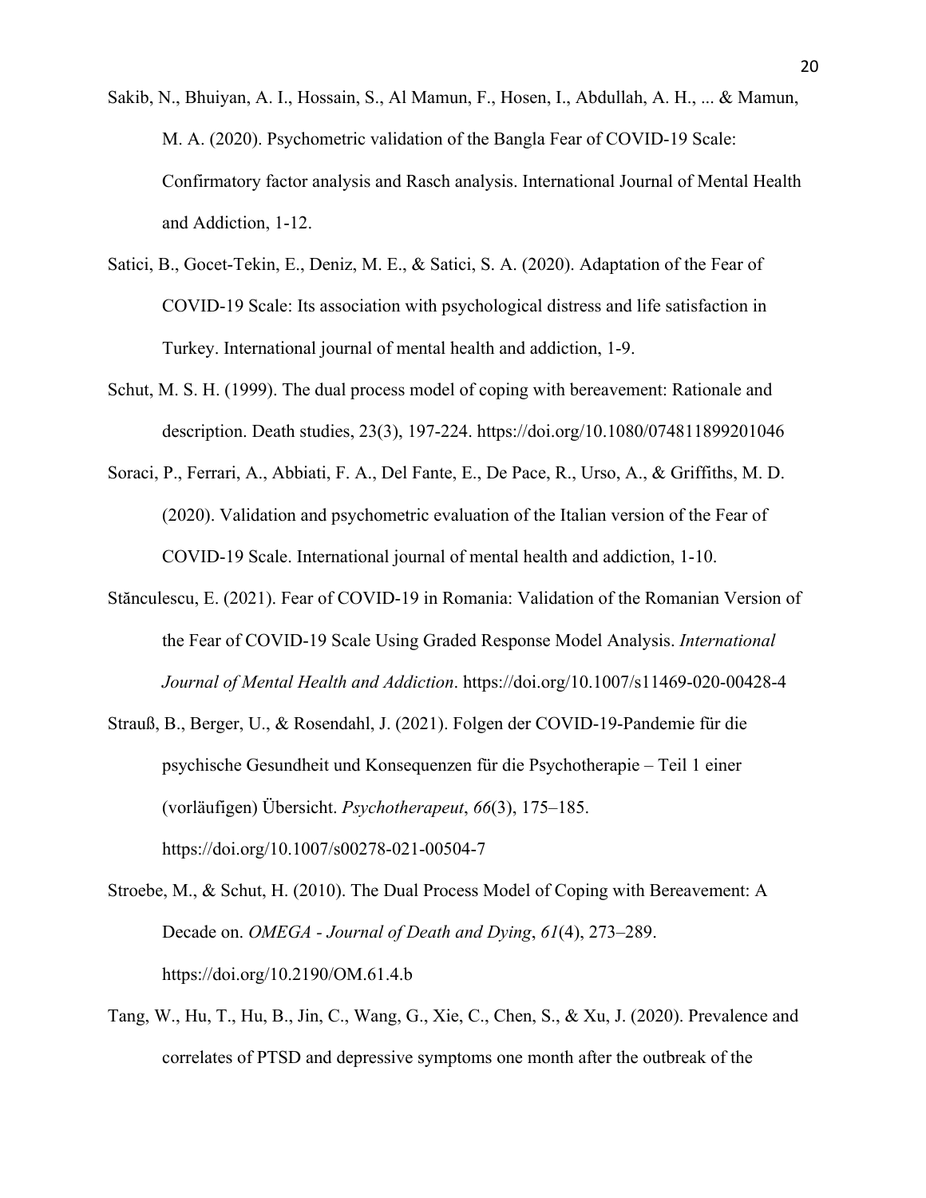Sakib, N., Bhuiyan, A. I., Hossain, S., Al Mamun, F., Hosen, I., Abdullah, A. H., ... & Mamun, M. A. (2020). Psychometric validation of the Bangla Fear of COVID-19 Scale: Confirmatory factor analysis and Rasch analysis. International Journal of Mental Health and Addiction, 1-12.

Satici, B., Gocet-Tekin, E., Deniz, M. E., & Satici, S. A. (2020). Adaptation of the Fear of COVID-19 Scale: Its association with psychological distress and life satisfaction in Turkey. International journal of mental health and addiction, 1-9.

Schut, M. S. H. (1999). The dual process model of coping with bereavement: Rationale and description. Death studies, 23(3), 197-224. https://doi.org/10.1080/074811899201046

Soraci, P., Ferrari, A., Abbiati, F. A., Del Fante, E., De Pace, R., Urso, A., & Griffiths, M. D. (2020). Validation and psychometric evaluation of the Italian version of the Fear of COVID-19 Scale. International journal of mental health and addiction, 1-10.

Stănculescu, E. (2021). Fear of COVID-19 in Romania: Validation of the Romanian Version of the Fear of COVID-19 Scale Using Graded Response Model Analysis. *International Journal of Mental Health and Addiction*. https://doi.org/10.1007/s11469-020-00428-4

Strauß, B., Berger, U., & Rosendahl, J. (2021). Folgen der COVID-19-Pandemie für die psychische Gesundheit und Konsequenzen für die Psychotherapie – Teil 1 einer (vorläufigen) Übersicht. *Psychotherapeut*, *66*(3), 175–185. https://doi.org/10.1007/s00278-021-00504-7

Stroebe, M., & Schut, H. (2010). The Dual Process Model of Coping with Bereavement: A Decade on. *OMEGA - Journal of Death and Dying*, *61*(4), 273–289. https://doi.org/10.2190/OM.61.4.b

Tang, W., Hu, T., Hu, B., Jin, C., Wang, G., Xie, C., Chen, S., & Xu, J. (2020). Prevalence and correlates of PTSD and depressive symptoms one month after the outbreak of the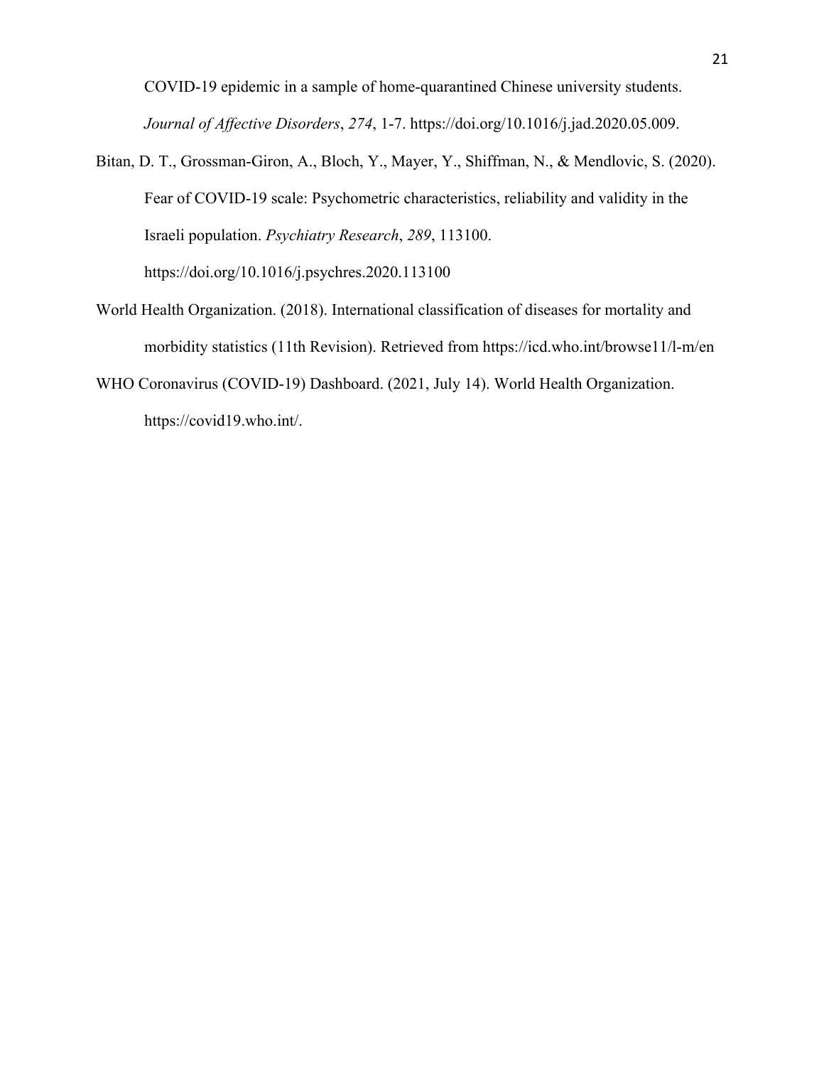COVID-19 epidemic in a sample of home-quarantined Chinese university students. *Journal of Affective Disorders*, *274*, 1-7. https://doi.org/10.1016/j.jad.2020.05.009.

Bitan, D. T., Grossman-Giron, A., Bloch, Y., Mayer, Y., Shiffman, N., & Mendlovic, S. (2020). Fear of COVID-19 scale: Psychometric characteristics, reliability and validity in the Israeli population. *Psychiatry Research*, *289*, 113100. https://doi.org/10.1016/j.psychres.2020.113100

World Health Organization. (2018). International classification of diseases for mortality and morbidity statistics (11th Revision). Retrieved from https://icd.who.int/browse11/l-m/en

WHO Coronavirus (COVID-19) Dashboard. (2021, July 14). World Health Organization. https://covid19.who.int/.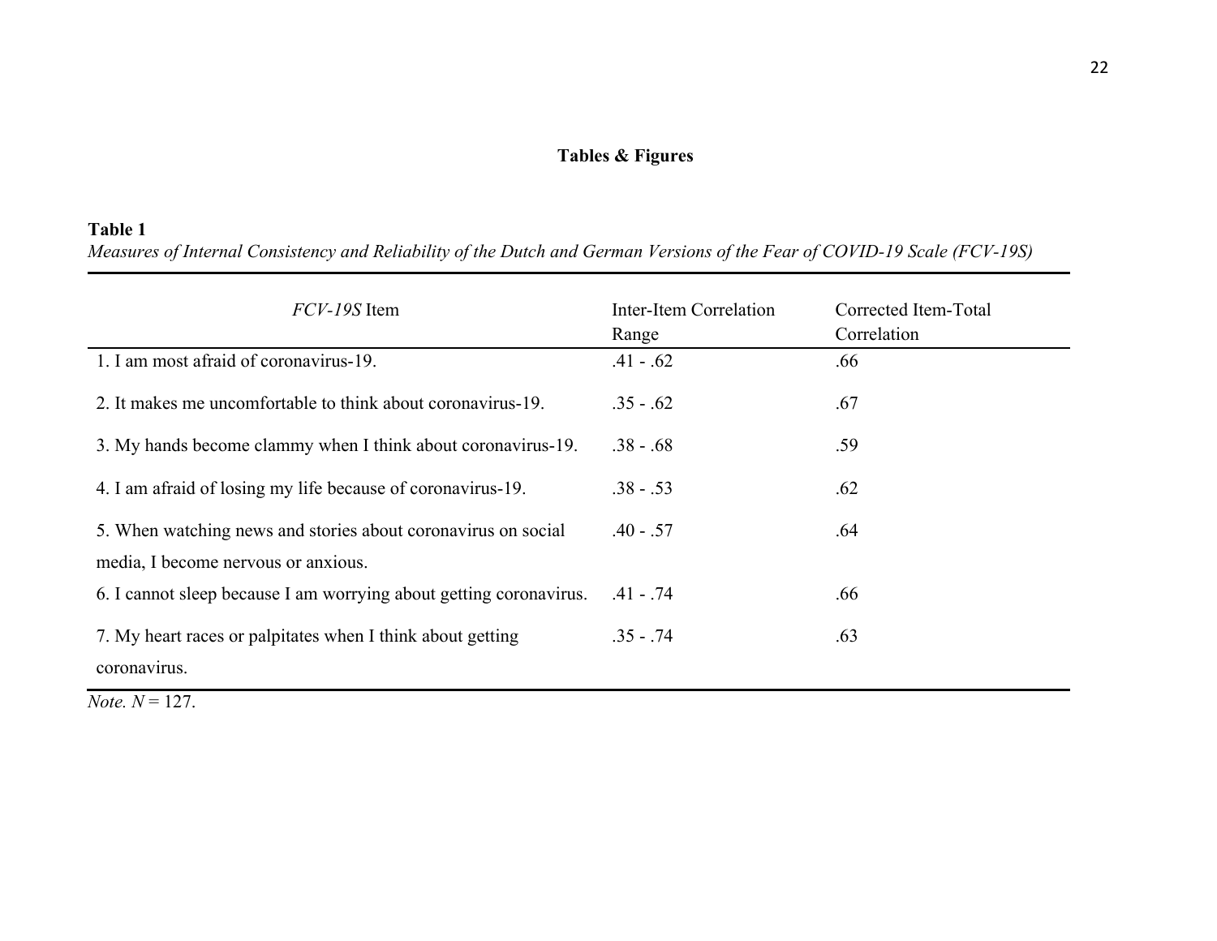**Tables & Figures**

**Table 1**

*Measures of Internal Consistency and Reliability of the Dutch and German Versions of the Fear of COVID-19 Scale (FCV-19S)*

| *FCV-19S* Item | Inter-Item Correlation Range | Corrected Item-Total Correlation |
|---|---|---|
| 1. I am most afraid of coronavirus-19. | .41 - .62 | .66 |
| 2. It makes me uncomfortable to think about coronavirus-19. | .35 - .62 | .67 |
| 3. My hands become clammy when I think about coronavirus-19. | .38 - .68 | .59 |
| 4. I am afraid of losing my life because of coronavirus-19. | .38 - .53 | .62 |
| 5. When watching news and stories about coronavirus on social media, I become nervous or anxious. | .40 - .57 | .64 |
| 6. I cannot sleep because I am worrying about getting coronavirus. | .41 - .74 | .66 |
| 7. My heart races or palpitates when I think about getting coronavirus. | .35 - .74 | .63 |

*Note.* $N = 127$.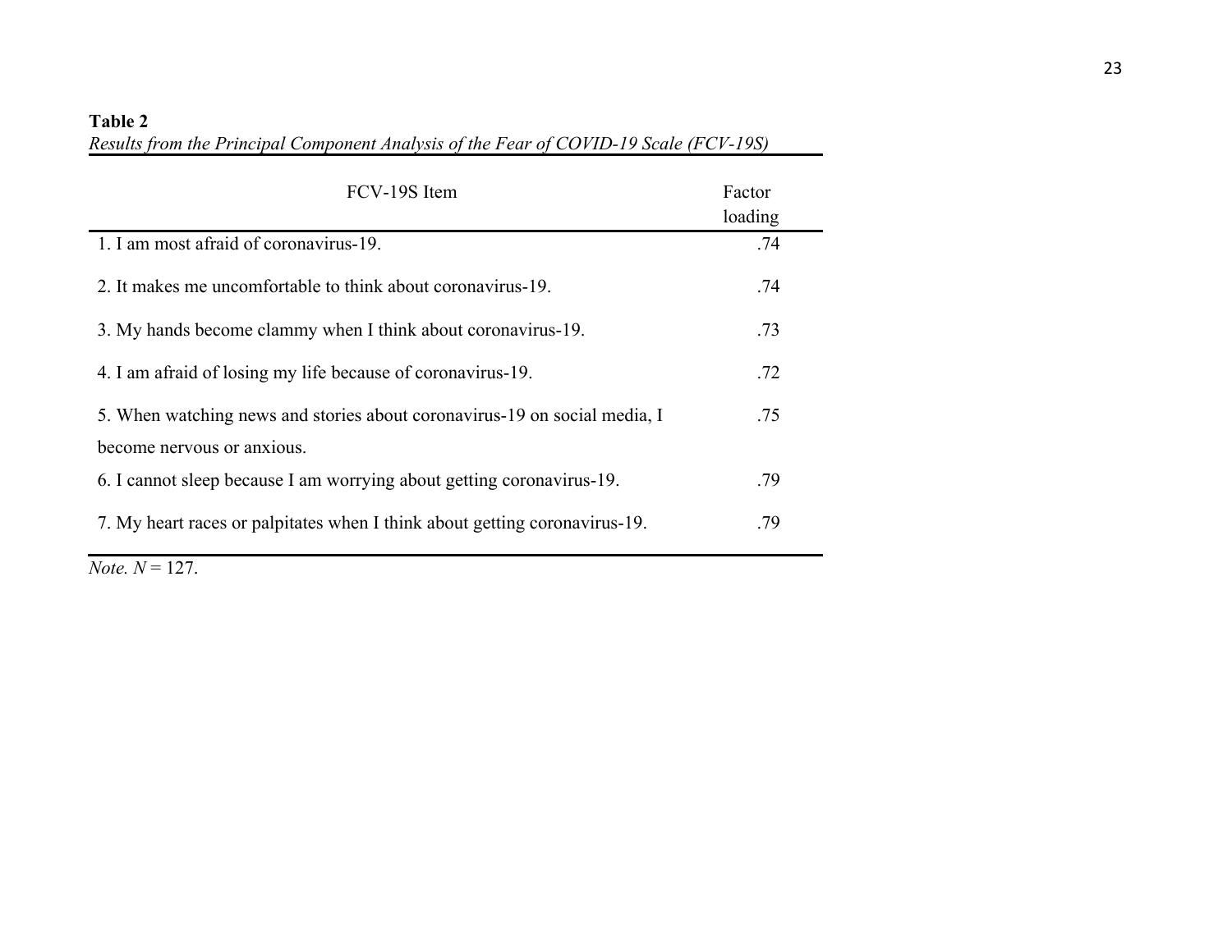**Table 2**

*Results from the Principal Component Analysis of the Fear of COVID-19 Scale (FCV-19S)*

| FCV-19S Item | Factor loading |
|---|---|
| 1. I am most afraid of coronavirus-19. | .74 |
| 2. It makes me uncomfortable to think about coronavirus-19. | .74 |
| 3. My hands become clammy when I think about coronavirus-19. | .73 |
| 4. I am afraid of losing my life because of coronavirus-19. | .72 |
| 5. When watching news and stories about coronavirus-19 on social media, I become nervous or anxious. | .75 |
| 6. I cannot sleep because I am worrying about getting coronavirus-19. | .79 |
| 7. My heart races or palpitates when I think about getting coronavirus-19. | .79 |

*Note.* $N$ = 127.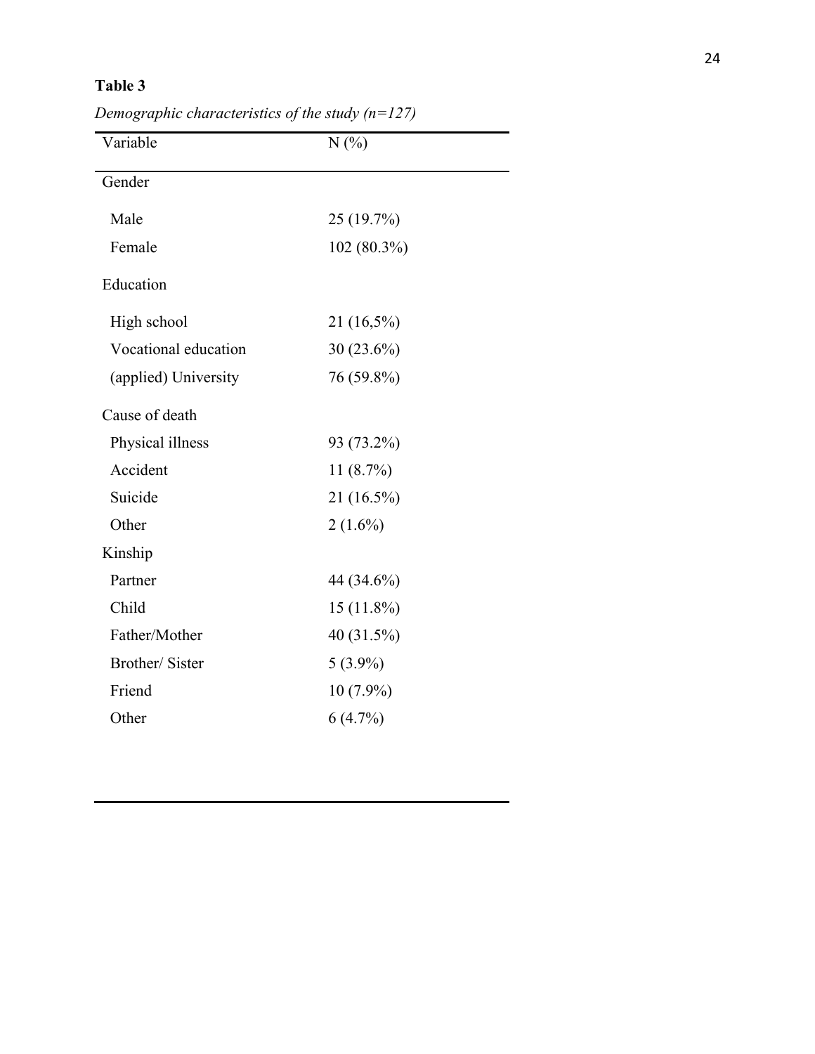**Table 3**

*Demographic characteristics of the study (n=127)*

| Variable | N (%) |
|---|---|
| Gender | |
| Male | 25 (19.7%) |
| Female | 102 (80.3%) |
| Education | |
| High school | 21 (16,5%) |
| Vocational education | 30 (23.6%) |
| (applied) University | 76 (59.8%) |
| Cause of death | |
| Physical illness | 93 (73.2%) |
| Accident | 11 (8.7%) |
| Suicide | 21 (16.5%) |
| Other | 2 (1.6%) |
| Kinship | |
| Partner | 44 (34.6%) |
| Child | 15 (11.8%) |
| Father/Mother | 40 (31.5%) |
| Brother/ Sister | 5 (3.9%) |
| Friend | 10 (7.9%) |
| Other | 6 (4.7%) |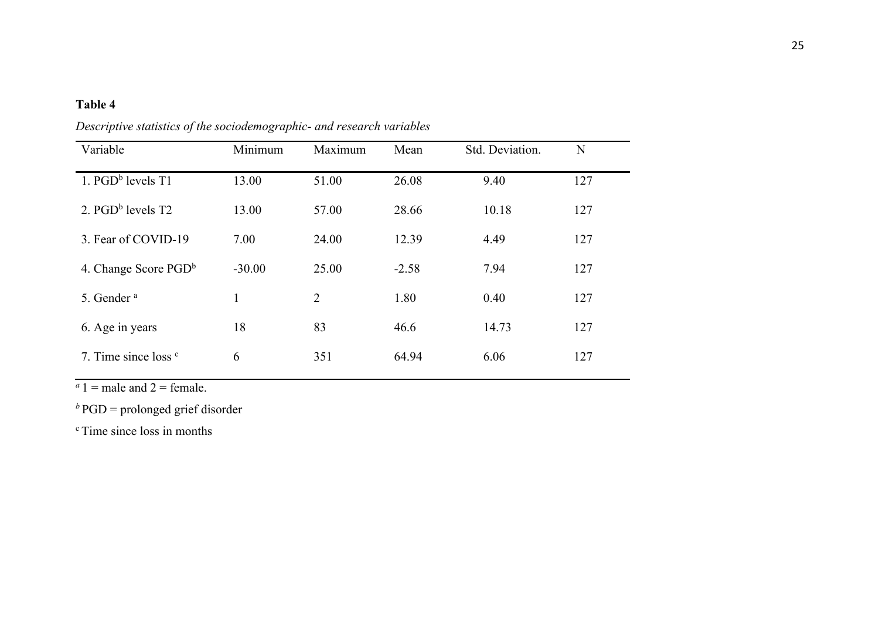**Table 4**

*Descriptive statistics of the sociodemographic- and research variables*

| Variable | Minimum | Maximum | Mean | Std. Deviation. | N |
|---|---|---|---|---|---|
| 1. PGD[b] levels T1 | 13.00 | 51.00 | 26.08 | 9.40 | 127 |
| 2. PGD[b] levels T2 | 13.00 | 57.00 | 28.66 | 10.18 | 127 |
| 3. Fear of COVID-19 | 7.00 | 24.00 | 12.39 | 4.49 | 127 |
| 4. Change Score PGD[b] | -30.00 | 25.00 | -2.58 | 7.94 | 127 |
| 5. Gender [a] | 1 | 2 | 1.80 | 0.40 | 127 |
| 6. Age in years | 18 | 83 | 46.6 | 14.73 | 127 |
| 7. Time since loss [c] | 6 | 351 | 64.94 | 6.06 | 127 |

[a] 1 = male and 2 = female.

[b] PGD = prolonged grief disorder

[c] Time since loss in months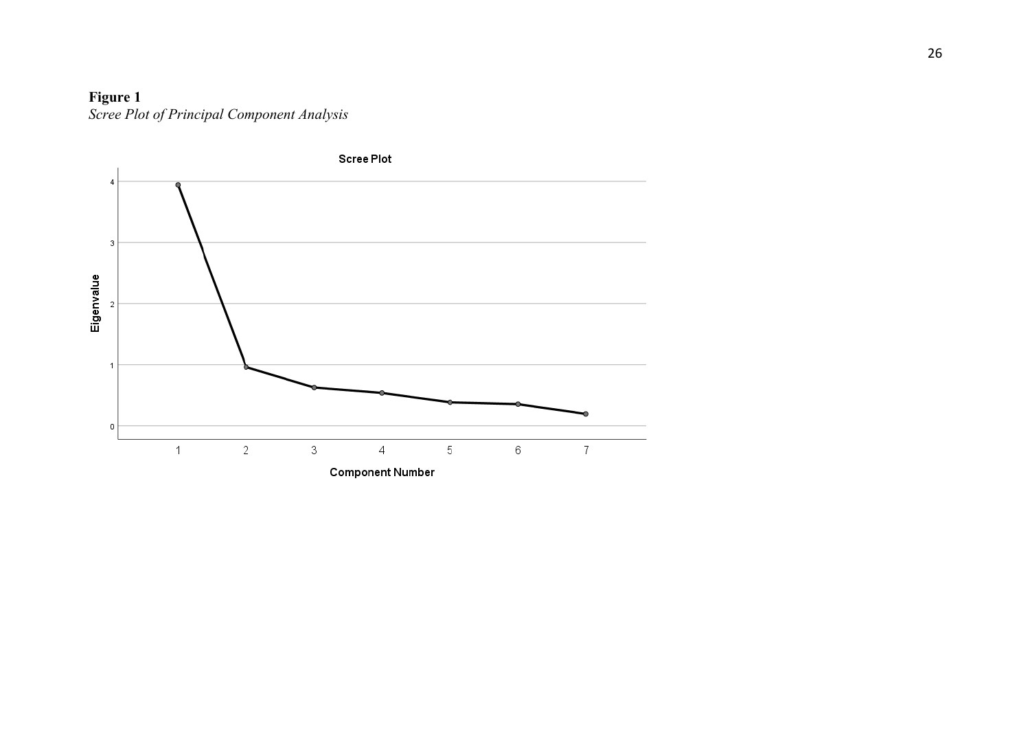**Figure 1**

*Scree Plot of Principal Component Analysis*

Scree Plot

Eigenvalue

4

3

2

1

0

1 2 3 4 5 6 7

Component Number